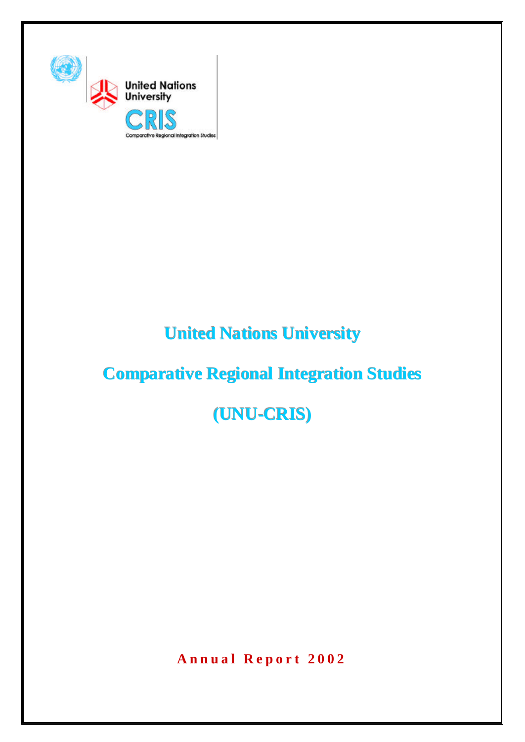United Nations University

CRIS

Comparative Regional Integration Studies

# United Nations University

# Comparative Regional Integration Studies

# (UNU-CRIS)

**Annual Report 2002**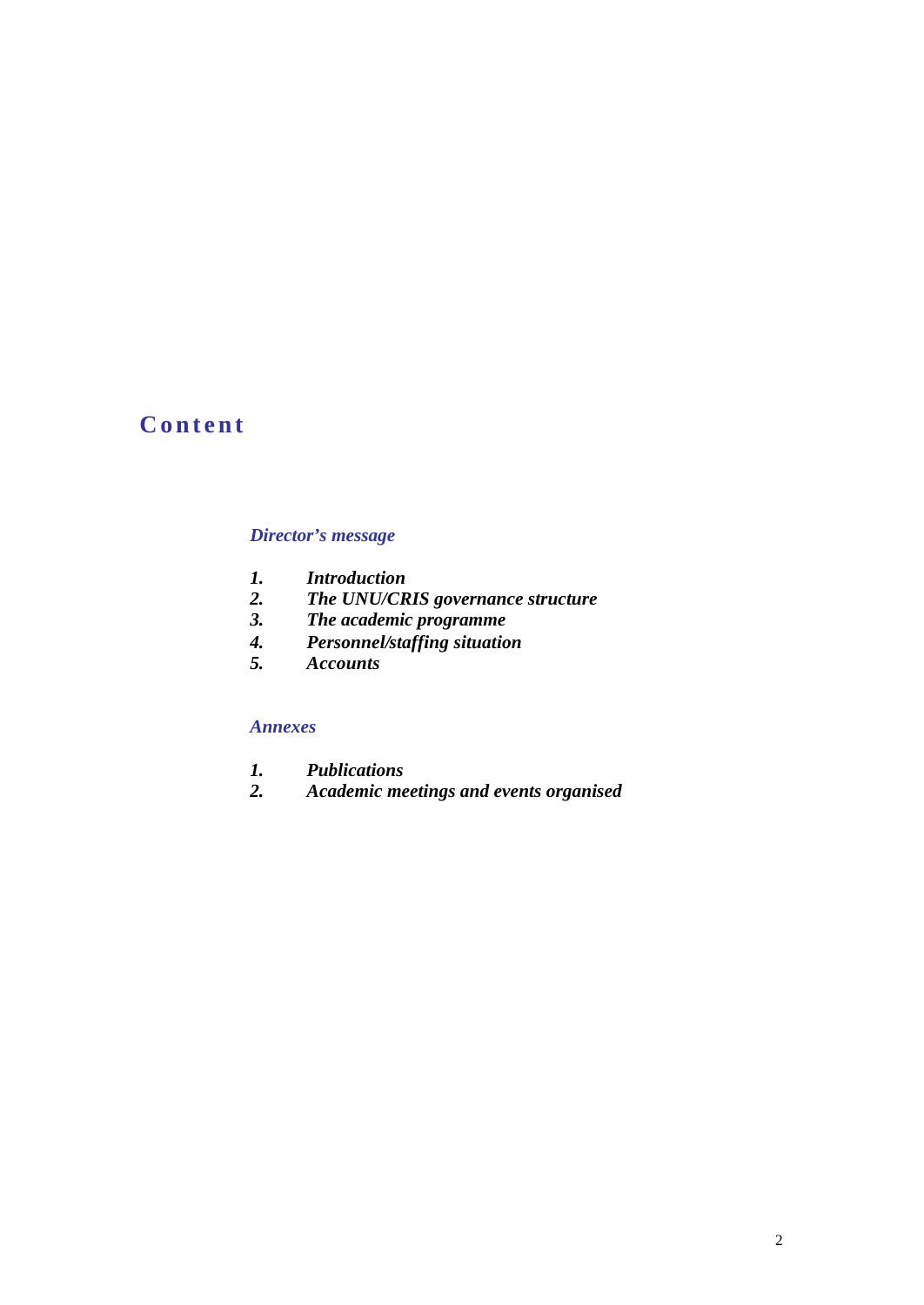# Content

*Director's message*

1. ***Introduction***
2. ***The UNU/CRIS governance structure***
3. ***The academic programme***
4. ***Personnel/staffing situation***
5. ***Accounts***

*Annexes*

1. ***Publications***
2. ***Academic meetings and events organised***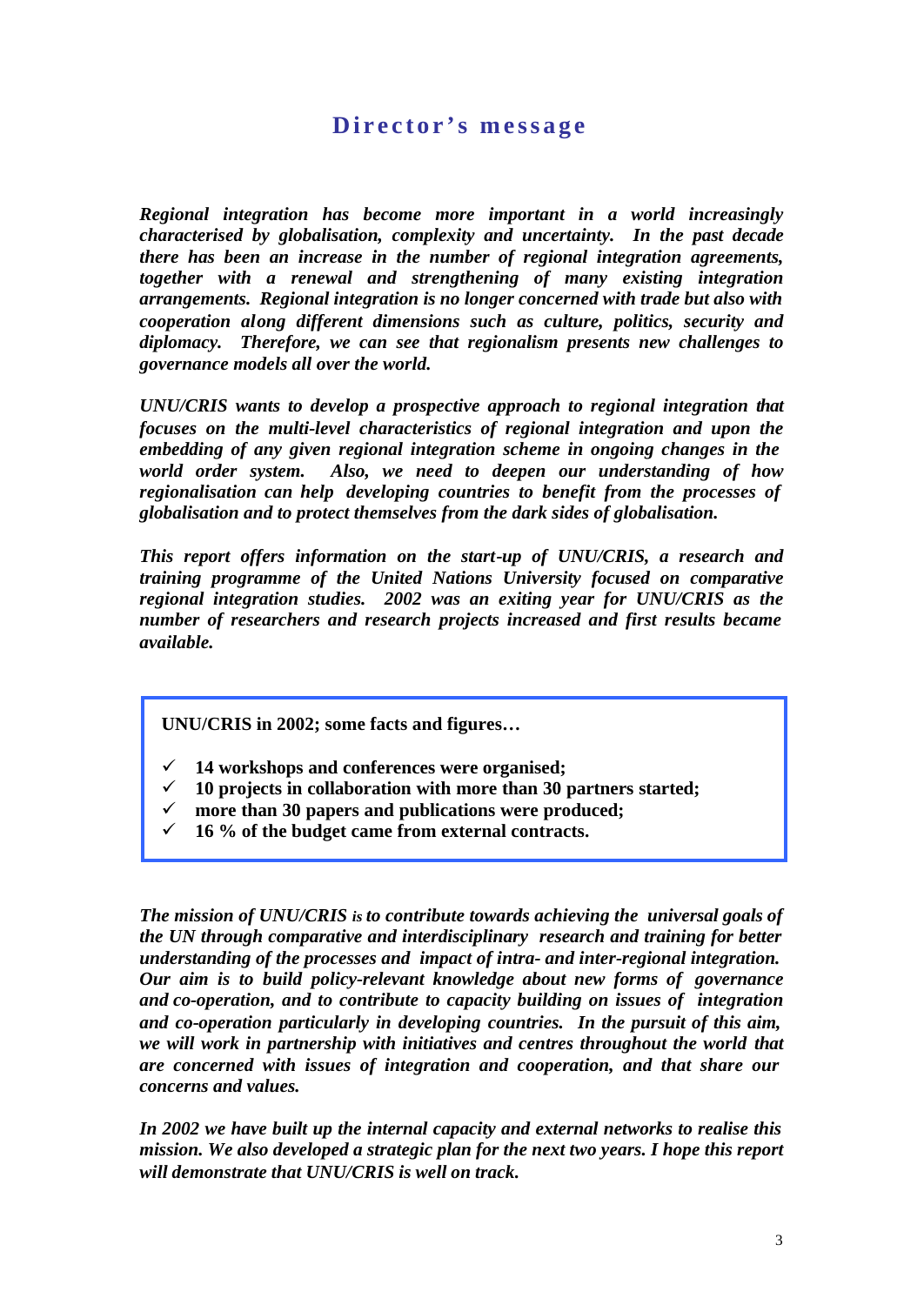# Director's message

***Regional integration has become more important in a world increasingly characterised by globalisation, complexity and uncertainty. In the past decade there has been an increase in the number of regional integration agreements, together with a renewal and strengthening of many existing integration arrangements. Regional integration is no longer concerned with trade but also with cooperation along different dimensions such as culture, politics, security and diplomacy. Therefore, we can see that regionalism presents new challenges to governance models all over the world.***

***UNU/CRIS wants to develop a prospective approach to regional integration that focuses on the multi-level characteristics of regional integration and upon the embedding of any given regional integration scheme in ongoing changes in the world order system. Also, we need to deepen our understanding of how regionalisation can help developing countries to benefit from the processes of globalisation and to protect themselves from the dark sides of globalisation.***

***This report offers information on the start-up of UNU/CRIS, a research and training programme of the United Nations University focused on comparative regional integration studies. 2002 was an exiting year for UNU/CRIS as the number of researchers and research projects increased and first results became available.***

**UNU/CRIS in 2002; some facts and figures…**

- ✓ **14 workshops and conferences were organised;**
- ✓ **10 projects in collaboration with more than 30 partners started;**
- ✓ **more than 30 papers and publications were produced;**
- ✓ **16 % of the budget came from external contracts.**

***The mission of UNU/CRIS is to contribute towards achieving the universal goals of the UN through comparative and interdisciplinary research and training for better understanding of the processes and impact of intra- and inter-regional integration. Our aim is to build policy-relevant knowledge about new forms of governance and co-operation, and to contribute to capacity building on issues of integration and co-operation particularly in developing countries. In the pursuit of this aim, we will work in partnership with initiatives and centres throughout the world that are concerned with issues of integration and cooperation, and that share our concerns and values.***

***In 2002 we have built up the internal capacity and external networks to realise this mission. We also developed a strategic plan for the next two years. I hope this report will demonstrate that UNU/CRIS is well on track.***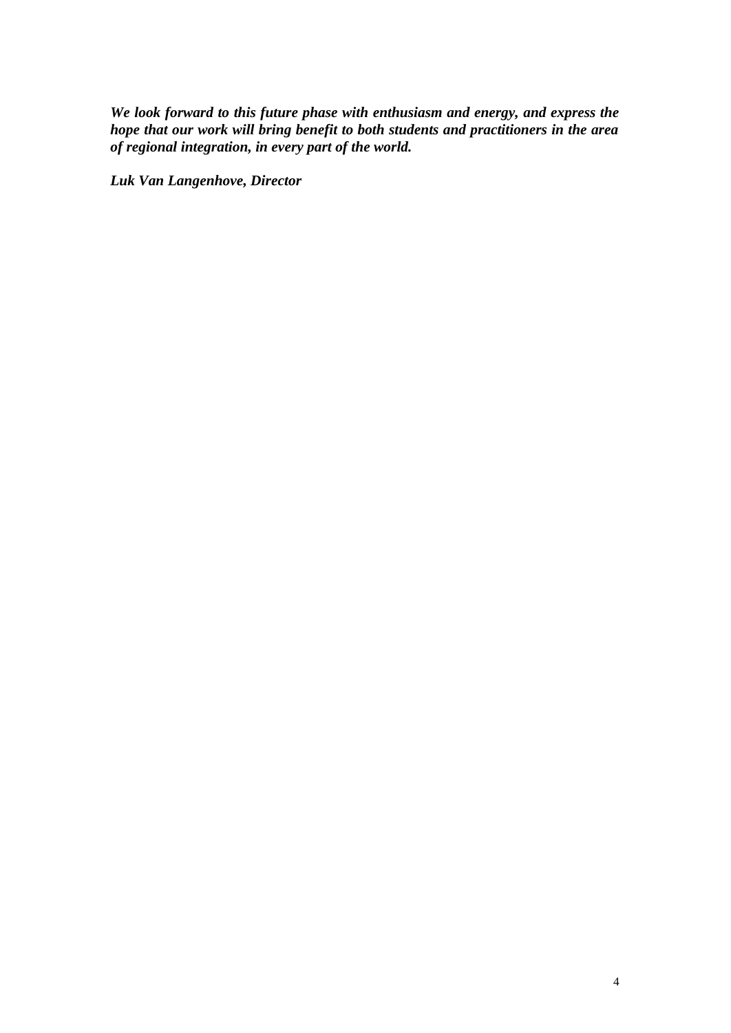***We look forward to this future phase with enthusiasm and energy, and express the hope that our work will bring benefit to both students and practitioners in the area of regional integration, in every part of the world.***

***Luk Van Langenhove, Director***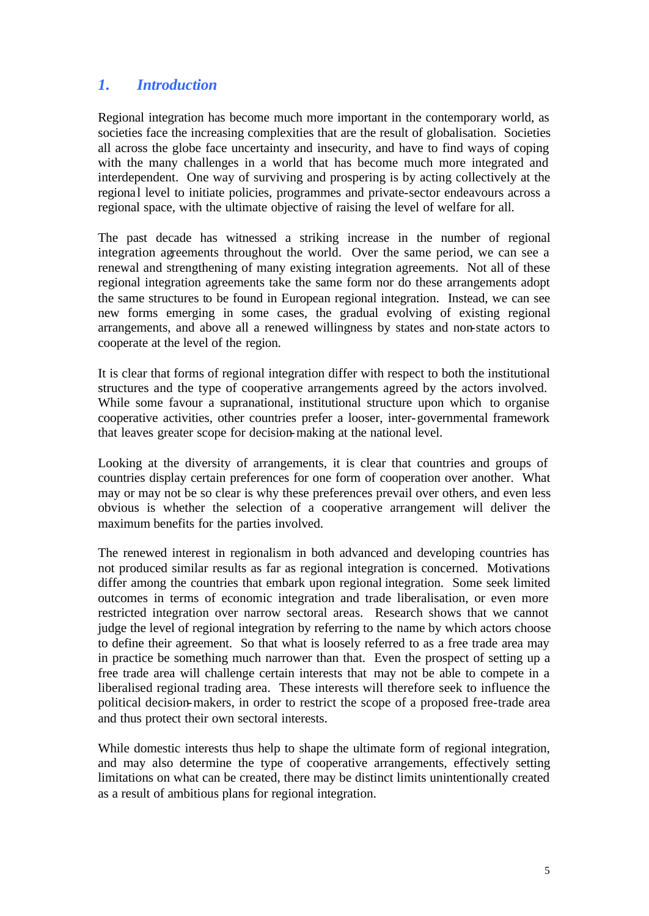## *1. Introduction*

Regional integration has become much more important in the contemporary world, as societies face the increasing complexities that are the result of globalisation. Societies all across the globe face uncertainty and insecurity, and have to find ways of coping with the many challenges in a world that has become much more integrated and interdependent. One way of surviving and prospering is by acting collectively at the regional level to initiate policies, programmes and private-sector endeavours across a regional space, with the ultimate objective of raising the level of welfare for all.

The past decade has witnessed a striking increase in the number of regional integration agreements throughout the world. Over the same period, we can see a renewal and strengthening of many existing integration agreements. Not all of these regional integration agreements take the same form nor do these arrangements adopt the same structures to be found in European regional integration. Instead, we can see new forms emerging in some cases, the gradual evolving of existing regional arrangements, and above all a renewed willingness by states and non-state actors to cooperate at the level of the region.

It is clear that forms of regional integration differ with respect to both the institutional structures and the type of cooperative arrangements agreed by the actors involved. While some favour a supranational, institutional structure upon which to organise cooperative activities, other countries prefer a looser, inter-governmental framework that leaves greater scope for decision-making at the national level.

Looking at the diversity of arrangements, it is clear that countries and groups of countries display certain preferences for one form of cooperation over another. What may or may not be so clear is why these preferences prevail over others, and even less obvious is whether the selection of a cooperative arrangement will deliver the maximum benefits for the parties involved.

The renewed interest in regionalism in both advanced and developing countries has not produced similar results as far as regional integration is concerned. Motivations differ among the countries that embark upon regional integration. Some seek limited outcomes in terms of economic integration and trade liberalisation, or even more restricted integration over narrow sectoral areas. Research shows that we cannot judge the level of regional integration by referring to the name by which actors choose to define their agreement. So that what is loosely referred to as a free trade area may in practice be something much narrower than that. Even the prospect of setting up a free trade area will challenge certain interests that may not be able to compete in a liberalised regional trading area. These interests will therefore seek to influence the political decision-makers, in order to restrict the scope of a proposed free-trade area and thus protect their own sectoral interests.

While domestic interests thus help to shape the ultimate form of regional integration, and may also determine the type of cooperative arrangements, effectively setting limitations on what can be created, there may be distinct limits unintentionally created as a result of ambitious plans for regional integration.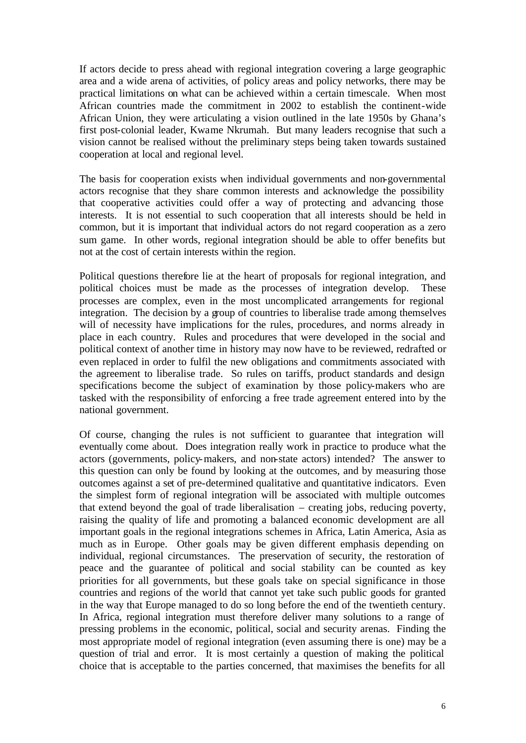If actors decide to press ahead with regional integration covering a large geographic area and a wide arena of activities, of policy areas and policy networks, there may be practical limitations on what can be achieved within a certain timescale. When most African countries made the commitment in 2002 to establish the continent-wide African Union, they were articulating a vision outlined in the late 1950s by Ghana's first post-colonial leader, Kwame Nkrumah. But many leaders recognise that such a vision cannot be realised without the preliminary steps being taken towards sustained cooperation at local and regional level.

The basis for cooperation exists when individual governments and non-governmental actors recognise that they share common interests and acknowledge the possibility that cooperative activities could offer a way of protecting and advancing those interests. It is not essential to such cooperation that all interests should be held in common, but it is important that individual actors do not regard cooperation as a zero sum game. In other words, regional integration should be able to offer benefits but not at the cost of certain interests within the region.

Political questions therefore lie at the heart of proposals for regional integration, and political choices must be made as the processes of integration develop. These processes are complex, even in the most uncomplicated arrangements for regional integration. The decision by a group of countries to liberalise trade among themselves will of necessity have implications for the rules, procedures, and norms already in place in each country. Rules and procedures that were developed in the social and political context of another time in history may now have to be reviewed, redrafted or even replaced in order to fulfil the new obligations and commitments associated with the agreement to liberalise trade. So rules on tariffs, product standards and design specifications become the subject of examination by those policy-makers who are tasked with the responsibility of enforcing a free trade agreement entered into by the national government.

Of course, changing the rules is not sufficient to guarantee that integration will eventually come about. Does integration really work in practice to produce what the actors (governments, policy-makers, and non-state actors) intended? The answer to this question can only be found by looking at the outcomes, and by measuring those outcomes against a set of pre-determined qualitative and quantitative indicators. Even the simplest form of regional integration will be associated with multiple outcomes that extend beyond the goal of trade liberalisation – creating jobs, reducing poverty, raising the quality of life and promoting a balanced economic development are all important goals in the regional integrations schemes in Africa, Latin America, Asia as much as in Europe. Other goals may be given different emphasis depending on individual, regional circumstances. The preservation of security, the restoration of peace and the guarantee of political and social stability can be counted as key priorities for all governments, but these goals take on special significance in those countries and regions of the world that cannot yet take such public goods for granted in the way that Europe managed to do so long before the end of the twentieth century. In Africa, regional integration must therefore deliver many solutions to a range of pressing problems in the economic, political, social and security arenas. Finding the most appropriate model of regional integration (even assuming there is one) may be a question of trial and error. It is most certainly a question of making the political choice that is acceptable to the parties concerned, that maximises the benefits for all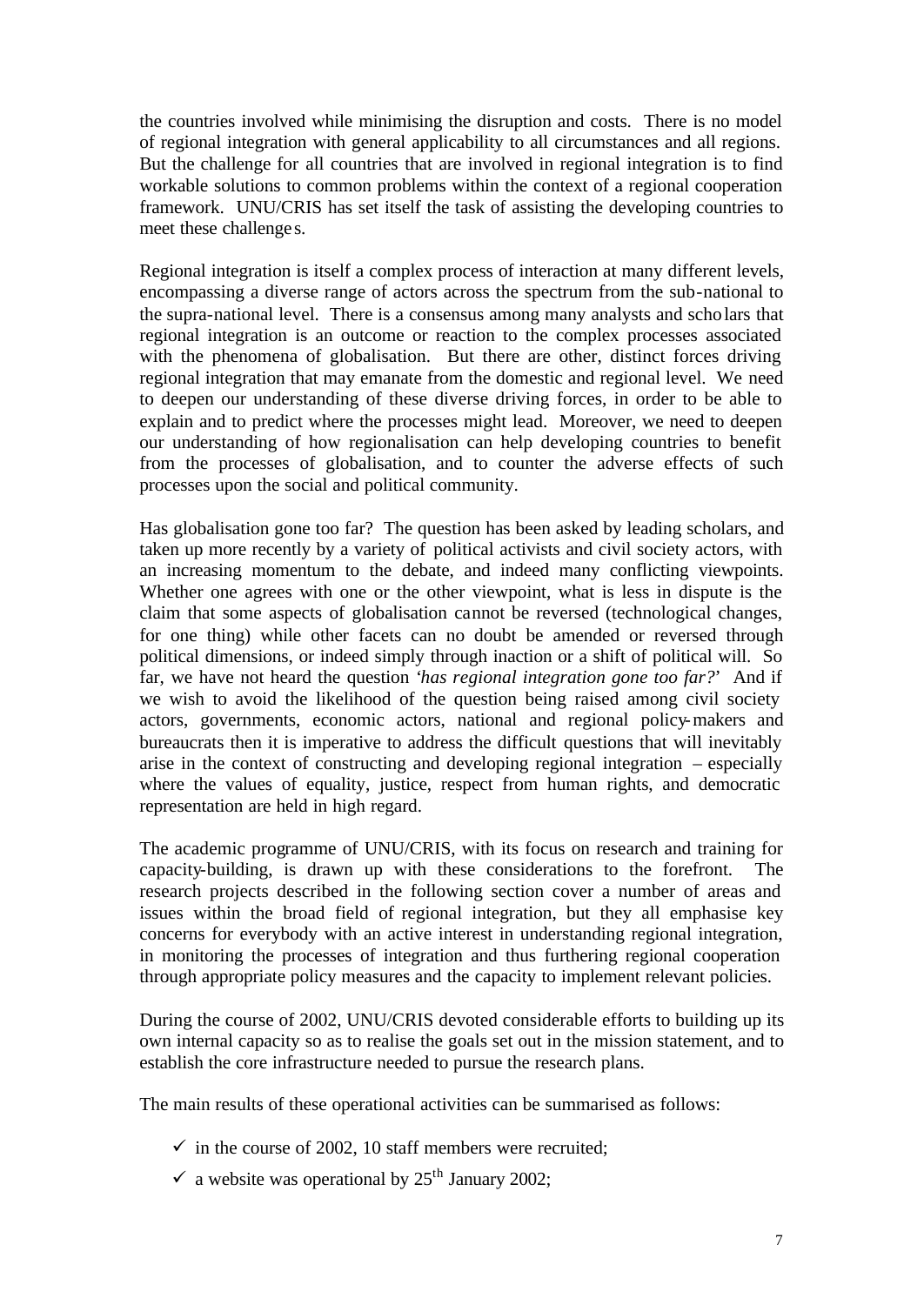the countries involved while minimising the disruption and costs. There is no model of regional integration with general applicability to all circumstances and all regions. But the challenge for all countries that are involved in regional integration is to find workable solutions to common problems within the context of a regional cooperation framework. UNU/CRIS has set itself the task of assisting the developing countries to meet these challenges.

Regional integration is itself a complex process of interaction at many different levels, encompassing a diverse range of actors across the spectrum from the sub-national to the supra-national level. There is a consensus among many analysts and scholars that regional integration is an outcome or reaction to the complex processes associated with the phenomena of globalisation. But there are other, distinct forces driving regional integration that may emanate from the domestic and regional level. We need to deepen our understanding of these diverse driving forces, in order to be able to explain and to predict where the processes might lead. Moreover, we need to deepen our understanding of how regionalisation can help developing countries to benefit from the processes of globalisation, and to counter the adverse effects of such processes upon the social and political community.

Has globalisation gone too far? The question has been asked by leading scholars, and taken up more recently by a variety of political activists and civil society actors, with an increasing momentum to the debate, and indeed many conflicting viewpoints. Whether one agrees with one or the other viewpoint, what is less in dispute is the claim that some aspects of globalisation cannot be reversed (technological changes, for one thing) while other facets can no doubt be amended or reversed through political dimensions, or indeed simply through inaction or a shift of political will. So far, we have not heard the question '*has regional integration gone too far?*' And if we wish to avoid the likelihood of the question being raised among civil society actors, governments, economic actors, national and regional policy-makers and bureaucrats then it is imperative to address the difficult questions that will inevitably arise in the context of constructing and developing regional integration – especially where the values of equality, justice, respect from human rights, and democratic representation are held in high regard.

The academic programme of UNU/CRIS, with its focus on research and training for capacity-building, is drawn up with these considerations to the forefront. The research projects described in the following section cover a number of areas and issues within the broad field of regional integration, but they all emphasise key concerns for everybody with an active interest in understanding regional integration, in monitoring the processes of integration and thus furthering regional cooperation through appropriate policy measures and the capacity to implement relevant policies.

During the course of 2002, UNU/CRIS devoted considerable efforts to building up its own internal capacity so as to realise the goals set out in the mission statement, and to establish the core infrastructure needed to pursue the research plans.

The main results of these operational activities can be summarised as follows:

- ✓ in the course of 2002, 10 staff members were recruited;
- ✓ a website was operational by 25th January 2002;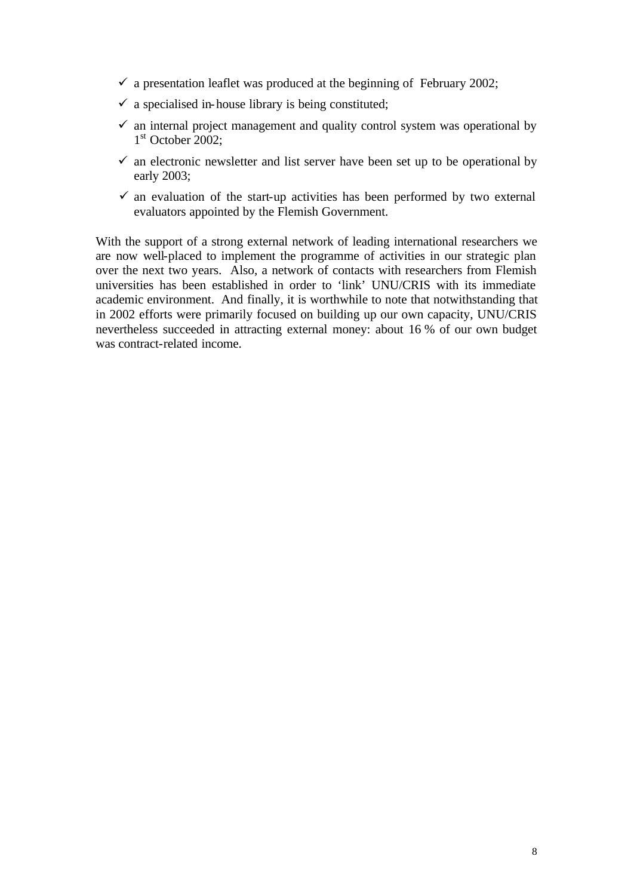- ✓ a presentation leaflet was produced at the beginning of February 2002;
- ✓ a specialised in-house library is being constituted;
- ✓ an internal project management and quality control system was operational by 1st October 2002;
- ✓ an electronic newsletter and list server have been set up to be operational by early 2003;
- ✓ an evaluation of the start-up activities has been performed by two external evaluators appointed by the Flemish Government.

With the support of a strong external network of leading international researchers we are now well-placed to implement the programme of activities in our strategic plan over the next two years. Also, a network of contacts with researchers from Flemish universities has been established in order to 'link' UNU/CRIS with its immediate academic environment. And finally, it is worthwhile to note that notwithstanding that in 2002 efforts were primarily focused on building up our own capacity, UNU/CRIS nevertheless succeeded in attracting external money: about 16 % of our own budget was contract-related income.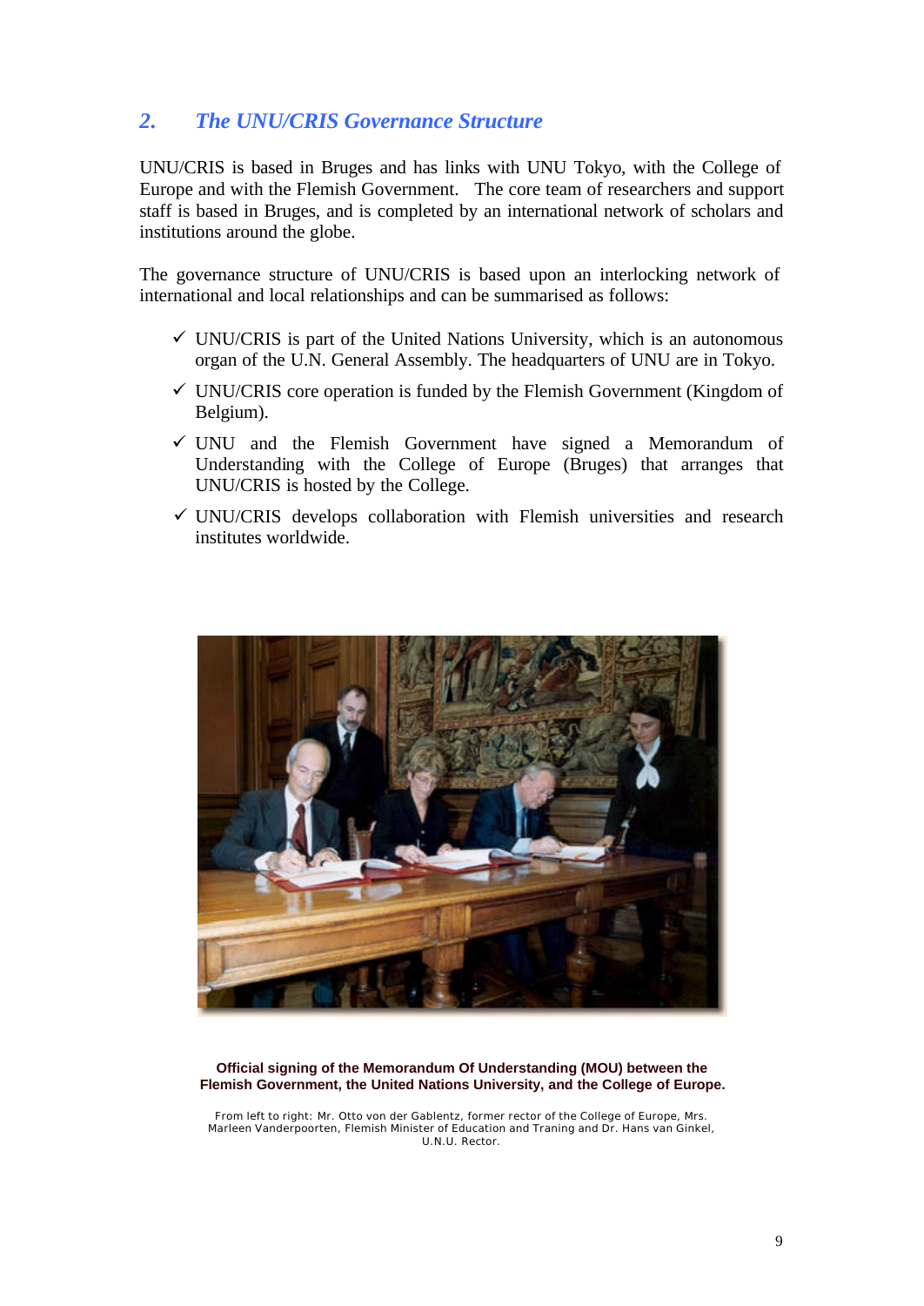## 2. *The UNU/CRIS Governance Structure*

UNU/CRIS is based in Bruges and has links with UNU Tokyo, with the College of Europe and with the Flemish Government. The core team of researchers and support staff is based in Bruges, and is completed by an international network of scholars and institutions around the globe.

The governance structure of UNU/CRIS is based upon an interlocking network of international and local relationships and can be summarised as follows:

- ✓ UNU/CRIS is part of the United Nations University, which is an autonomous organ of the U.N. General Assembly. The headquarters of UNU are in Tokyo.
- ✓ UNU/CRIS core operation is funded by the Flemish Government (Kingdom of Belgium).
- ✓ UNU and the Flemish Government have signed a Memorandum of Understanding with the College of Europe (Bruges) that arranges that UNU/CRIS is hosted by the College.
- ✓ UNU/CRIS develops collaboration with Flemish universities and research institutes worldwide.

**Official signing of the Memorandum Of Understanding (MOU) between the Flemish Government, the United Nations University, and the College of Europe.**

From left to right: Mr. Otto von der Gablentz, former rector of the College of Europe, Mrs. Marleen Vanderpoorten, Flemish Minister of Education and Traning and Dr. Hans van Ginkel, U.N.U. Rector.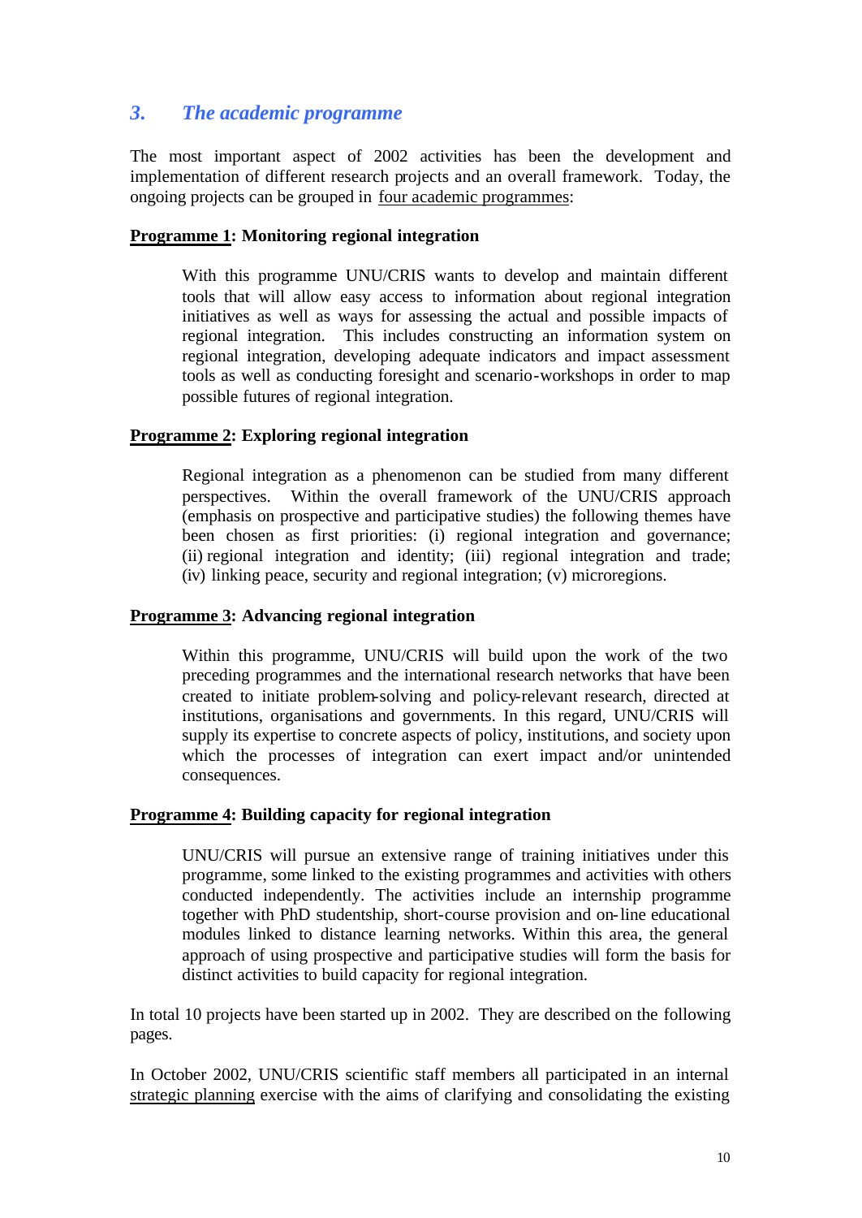## 3. *The academic programme*

The most important aspect of 2002 activities has been the development and implementation of different research projects and an overall framework. Today, the ongoing projects can be grouped in four academic programmes:

**Programme 1: Monitoring regional integration**

With this programme UNU/CRIS wants to develop and maintain different tools that will allow easy access to information about regional integration initiatives as well as ways for assessing the actual and possible impacts of regional integration. This includes constructing an information system on regional integration, developing adequate indicators and impact assessment tools as well as conducting foresight and scenario-workshops in order to map possible futures of regional integration.

**Programme 2: Exploring regional integration**

Regional integration as a phenomenon can be studied from many different perspectives. Within the overall framework of the UNU/CRIS approach (emphasis on prospective and participative studies) the following themes have been chosen as first priorities: (i) regional integration and governance; (ii) regional integration and identity; (iii) regional integration and trade; (iv) linking peace, security and regional integration; (v) microregions.

**Programme 3: Advancing regional integration**

Within this programme, UNU/CRIS will build upon the work of the two preceding programmes and the international research networks that have been created to initiate problem-solving and policy-relevant research, directed at institutions, organisations and governments. In this regard, UNU/CRIS will supply its expertise to concrete aspects of policy, institutions, and society upon which the processes of integration can exert impact and/or unintended consequences.

**Programme 4: Building capacity for regional integration**

UNU/CRIS will pursue an extensive range of training initiatives under this programme, some linked to the existing programmes and activities with others conducted independently. The activities include an internship programme together with PhD studentship, short-course provision and on-line educational modules linked to distance learning networks. Within this area, the general approach of using prospective and participative studies will form the basis for distinct activities to build capacity for regional integration.

In total 10 projects have been started up in 2002. They are described on the following pages.

In October 2002, UNU/CRIS scientific staff members all participated in an internal strategic planning exercise with the aims of clarifying and consolidating the existing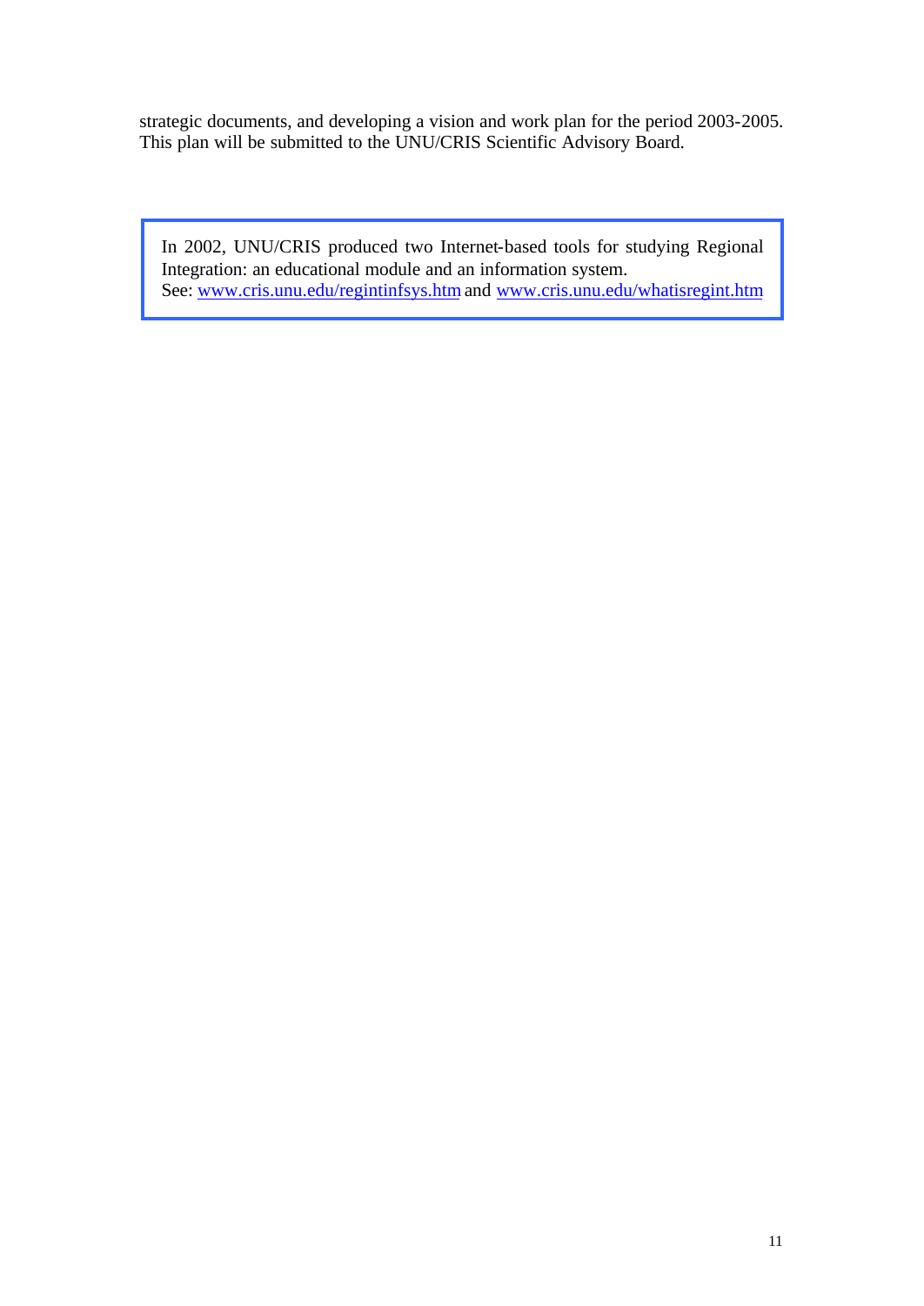strategic documents, and developing a vision and work plan for the period 2003-2005. This plan will be submitted to the UNU/CRIS Scientific Advisory Board.

> In 2002, UNU/CRIS produced two Internet-based tools for studying Regional Integration: an educational module and an information system.
> See: www.cris.unu.edu/regintinfsys.htm and www.cris.unu.edu/whatisregint.htm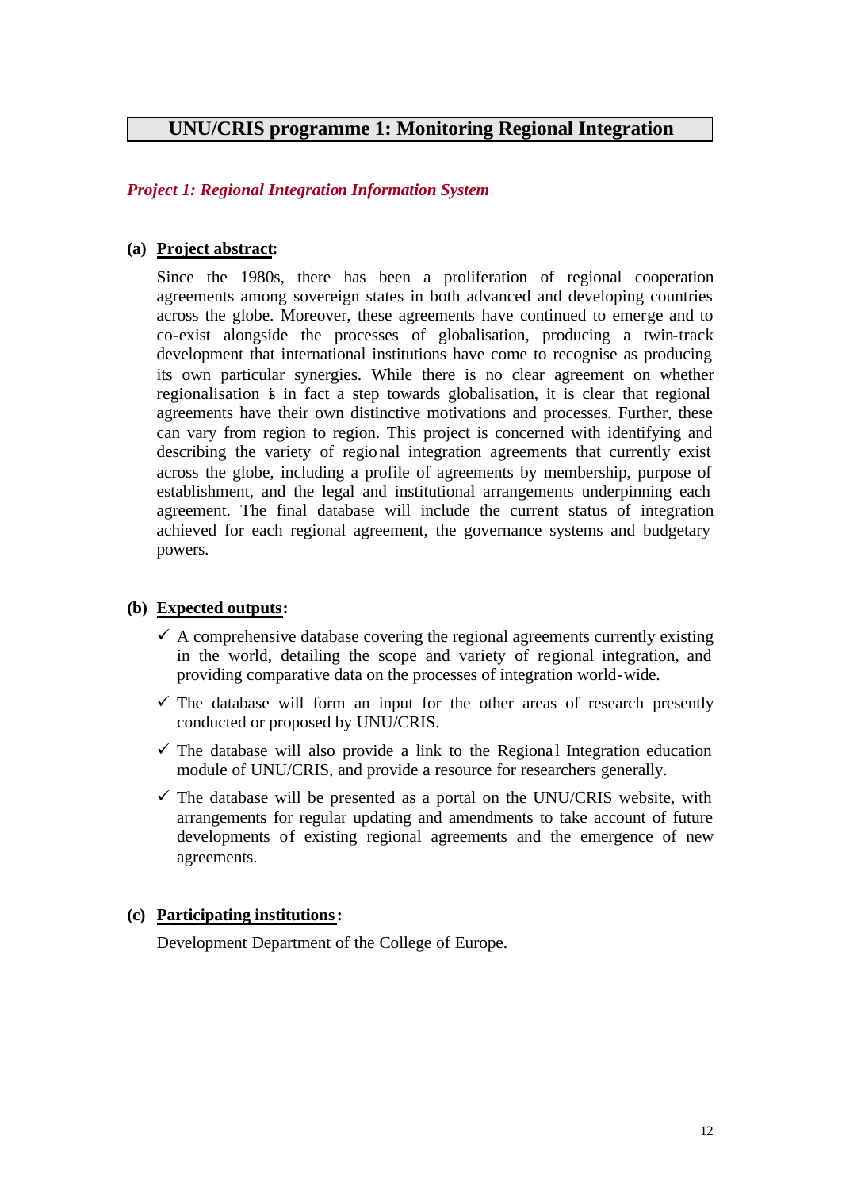## UNU/CRIS programme 1: Monitoring Regional Integration

### *Project 1: Regional Integration Information System*

**(a) Project abstract:**

Since the 1980s, there has been a proliferation of regional cooperation agreements among sovereign states in both advanced and developing countries across the globe. Moreover, these agreements have continued to emerge and to co-exist alongside the processes of globalisation, producing a twin-track development that international institutions have come to recognise as producing its own particular synergies. While there is no clear agreement on whether regionalisation is in fact a step towards globalisation, it is clear that regional agreements have their own distinctive motivations and processes. Further, these can vary from region to region. This project is concerned with identifying and describing the variety of regional integration agreements that currently exist across the globe, including a profile of agreements by membership, purpose of establishment, and the legal and institutional arrangements underpinning each agreement. The final database will include the current status of integration achieved for each regional agreement, the governance systems and budgetary powers.

**(b) Expected outputs:**

- ✓ A comprehensive database covering the regional agreements currently existing in the world, detailing the scope and variety of regional integration, and providing comparative data on the processes of integration world-wide.
- ✓ The database will form an input for the other areas of research presently conducted or proposed by UNU/CRIS.
- ✓ The database will also provide a link to the Regional Integration education module of UNU/CRIS, and provide a resource for researchers generally.
- ✓ The database will be presented as a portal on the UNU/CRIS website, with arrangements for regular updating and amendments to take account of future developments of existing regional agreements and the emergence of new agreements.

**(c) Participating institutions:**

Development Department of the College of Europe.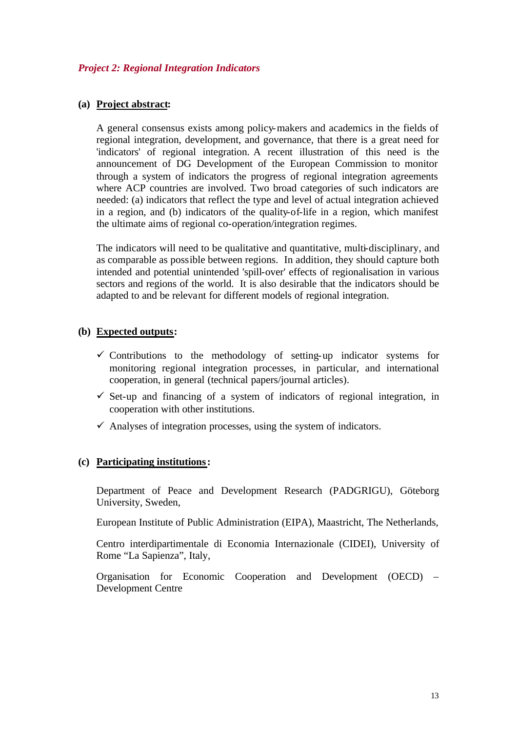### *Project 2: Regional Integration Indicators*

**(a) Project abstract:**

A general consensus exists among policy-makers and academics in the fields of regional integration, development, and governance, that there is a great need for 'indicators' of regional integration. A recent illustration of this need is the announcement of DG Development of the European Commission to monitor through a system of indicators the progress of regional integration agreements where ACP countries are involved. Two broad categories of such indicators are needed: (a) indicators that reflect the type and level of actual integration achieved in a region, and (b) indicators of the quality-of-life in a region, which manifest the ultimate aims of regional co-operation/integration regimes.

The indicators will need to be qualitative and quantitative, multi-disciplinary, and as comparable as possible between regions. In addition, they should capture both intended and potential unintended 'spill-over' effects of regionalisation in various sectors and regions of the world. It is also desirable that the indicators should be adapted to and be relevant for different models of regional integration.

**(b) Expected outputs:**

- ✓ Contributions to the methodology of setting-up indicator systems for monitoring regional integration processes, in particular, and international cooperation, in general (technical papers/journal articles).
- ✓ Set-up and financing of a system of indicators of regional integration, in cooperation with other institutions.
- ✓ Analyses of integration processes, using the system of indicators.

**(c) Participating institutions:**

Department of Peace and Development Research (PADGRIGU), Göteborg University, Sweden,

European Institute of Public Administration (EIPA), Maastricht, The Netherlands,

Centro interdipartimentale di Economia Internazionale (CIDEI), University of Rome “La Sapienza”, Italy,

Organisation for Economic Cooperation and Development (OECD) – Development Centre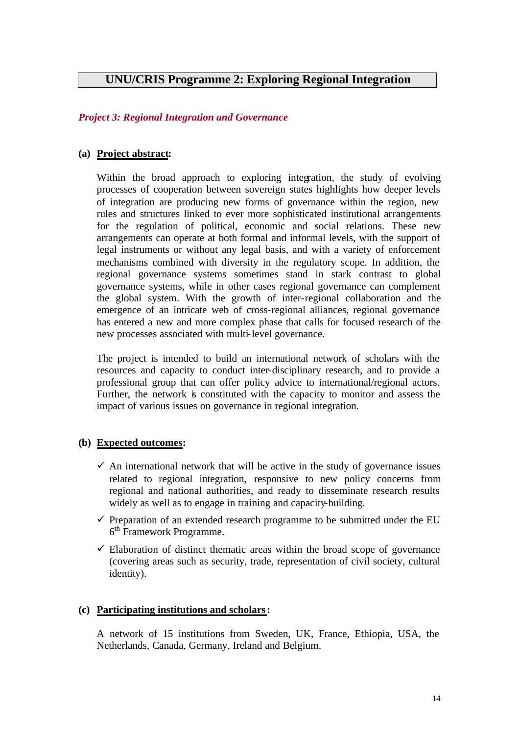# UNU/CRIS Programme 2: Exploring Regional Integration

## *Project 3: Regional Integration and Governance*

### (a) Project abstract:

Within the broad approach to exploring integration, the study of evolving processes of cooperation between sovereign states highlights how deeper levels of integration are producing new forms of governance within the region, new rules and structures linked to ever more sophisticated institutional arrangements for the regulation of political, economic and social relations. These new arrangements can operate at both formal and informal levels, with the support of legal instruments or without any legal basis, and with a variety of enforcement mechanisms combined with diversity in the regulatory scope. In addition, the regional governance systems sometimes stand in stark contrast to global governance systems, while in other cases regional governance can complement the global system. With the growth of inter-regional collaboration and the emergence of an intricate web of cross-regional alliances, regional governance has entered a new and more complex phase that calls for focused research of the new processes associated with multi-level governance.

The project is intended to build an international network of scholars with the resources and capacity to conduct inter-disciplinary research, and to provide a professional group that can offer policy advice to international/regional actors. Further, the network is constituted with the capacity to monitor and assess the impact of various issues on governance in regional integration.

### (b) Expected outcomes:

- ✓ An international network that will be active in the study of governance issues related to regional integration, responsive to new policy concerns from regional and national authorities, and ready to disseminate research results widely as well as to engage in training and capacity-building.
- ✓ Preparation of an extended research programme to be submitted under the EU 6th Framework Programme.
- ✓ Elaboration of distinct thematic areas within the broad scope of governance (covering areas such as security, trade, representation of civil society, cultural identity).

### (c) Participating institutions and scholars:

A network of 15 institutions from Sweden, UK, France, Ethiopia, USA, the Netherlands, Canada, Germany, Ireland and Belgium.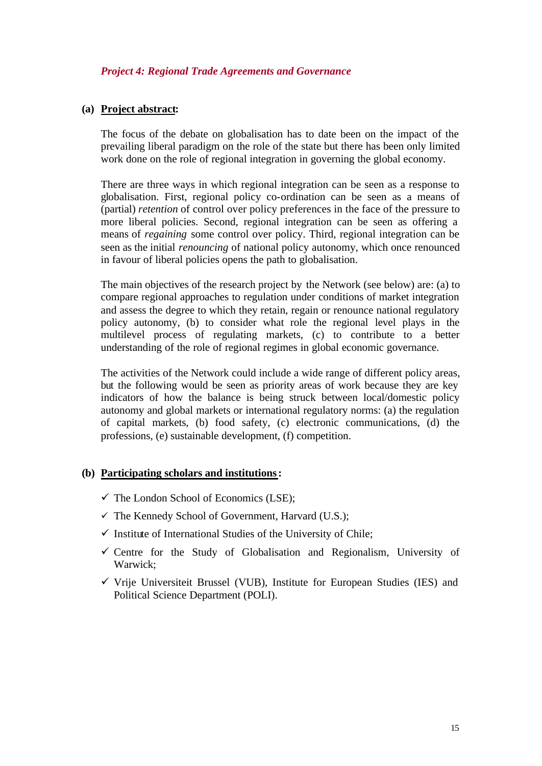### *Project 4: Regional Trade Agreements and Governance*

**(a) Project abstract:**

The focus of the debate on globalisation has to date been on the impact of the prevailing liberal paradigm on the role of the state but there has been only limited work done on the role of regional integration in governing the global economy.

There are three ways in which regional integration can be seen as a response to globalisation. First, regional policy co-ordination can be seen as a means of (partial) *retention* of control over policy preferences in the face of the pressure to more liberal policies. Second, regional integration can be seen as offering a means of *regaining* some control over policy. Third, regional integration can be seen as the initial *renouncing* of national policy autonomy, which once renounced in favour of liberal policies opens the path to globalisation.

The main objectives of the research project by the Network (see below) are: (a) to compare regional approaches to regulation under conditions of market integration and assess the degree to which they retain, regain or renounce national regulatory policy autonomy, (b) to consider what role the regional level plays in the multilevel process of regulating markets, (c) to contribute to a better understanding of the role of regional regimes in global economic governance.

The activities of the Network could include a wide range of different policy areas, but the following would be seen as priority areas of work because they are key indicators of how the balance is being struck between local/domestic policy autonomy and global markets or international regulatory norms: (a) the regulation of capital markets, (b) food safety, (c) electronic communications, (d) the professions, (e) sustainable development, (f) competition.

**(b) Participating scholars and institutions:**

- ✓ The London School of Economics (LSE);
- ✓ The Kennedy School of Government, Harvard (U.S.);
- ✓ Institute of International Studies of the University of Chile;
- ✓ Centre for the Study of Globalisation and Regionalism, University of Warwick;
- ✓ Vrije Universiteit Brussel (VUB), Institute for European Studies (IES) and Political Science Department (POLI).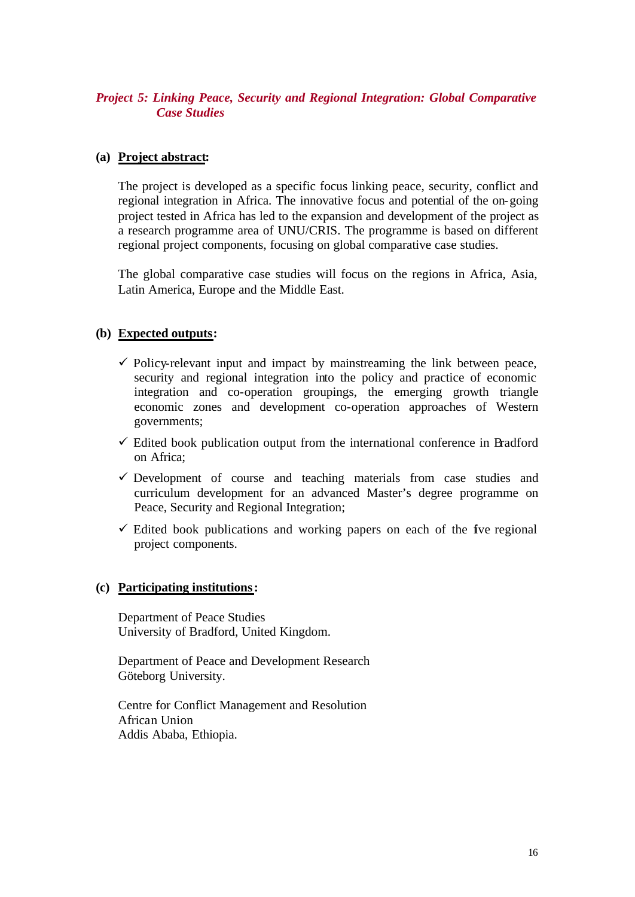### *Project 5: Linking Peace, Security and Regional Integration: Global Comparative Case Studies*

**(a) Project abstract:**

The project is developed as a specific focus linking peace, security, conflict and regional integration in Africa. The innovative focus and potential of the on-going project tested in Africa has led to the expansion and development of the project as a research programme area of UNU/CRIS. The programme is based on different regional project components, focusing on global comparative case studies.

The global comparative case studies will focus on the regions in Africa, Asia, Latin America, Europe and the Middle East.

**(b) Expected outputs:**

- ✓ Policy-relevant input and impact by mainstreaming the link between peace, security and regional integration into the policy and practice of economic integration and co-operation groupings, the emerging growth triangle economic zones and development co-operation approaches of Western governments;
- ✓ Edited book publication output from the international conference in Bradford on Africa;
- ✓ Development of course and teaching materials from case studies and curriculum development for an advanced Master's degree programme on Peace, Security and Regional Integration;
- ✓ Edited book publications and working papers on each of the five regional project components.

**(c) Participating institutions:**

Department of Peace Studies
University of Bradford, United Kingdom.

Department of Peace and Development Research
Göteborg University.

Centre for Conflict Management and Resolution
African Union
Addis Ababa, Ethiopia.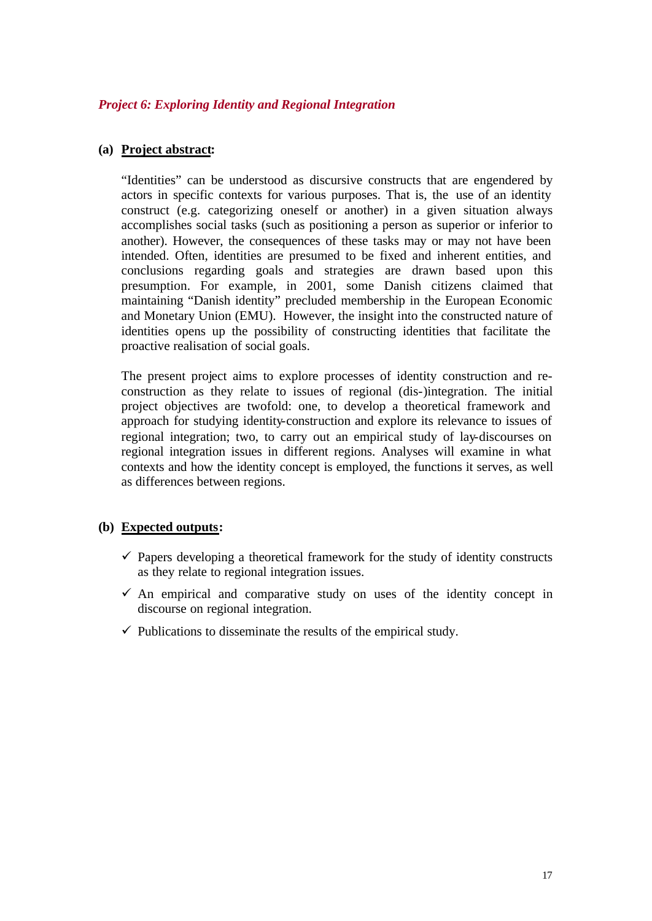*Project 6: Exploring Identity and Regional Integration*

**(a) Project abstract:**

"Identities" can be understood as discursive constructs that are engendered by actors in specific contexts for various purposes. That is, the use of an identity construct (e.g. categorizing oneself or another) in a given situation always accomplishes social tasks (such as positioning a person as superior or inferior to another). However, the consequences of these tasks may or may not have been intended. Often, identities are presumed to be fixed and inherent entities, and conclusions regarding goals and strategies are drawn based upon this presumption. For example, in 2001, some Danish citizens claimed that maintaining "Danish identity" precluded membership in the European Economic and Monetary Union (EMU). However, the insight into the constructed nature of identities opens up the possibility of constructing identities that facilitate the proactive realisation of social goals.

The present project aims to explore processes of identity construction and re-construction as they relate to issues of regional (dis-)integration. The initial project objectives are twofold: one, to develop a theoretical framework and approach for studying identity-construction and explore its relevance to issues of regional integration; two, to carry out an empirical study of lay-discourses on regional integration issues in different regions. Analyses will examine in what contexts and how the identity concept is employed, the functions it serves, as well as differences between regions.

**(b) Expected outputs:**

- ✓ Papers developing a theoretical framework for the study of identity constructs as they relate to regional integration issues.
- ✓ An empirical and comparative study on uses of the identity concept in discourse on regional integration.
- ✓ Publications to disseminate the results of the empirical study.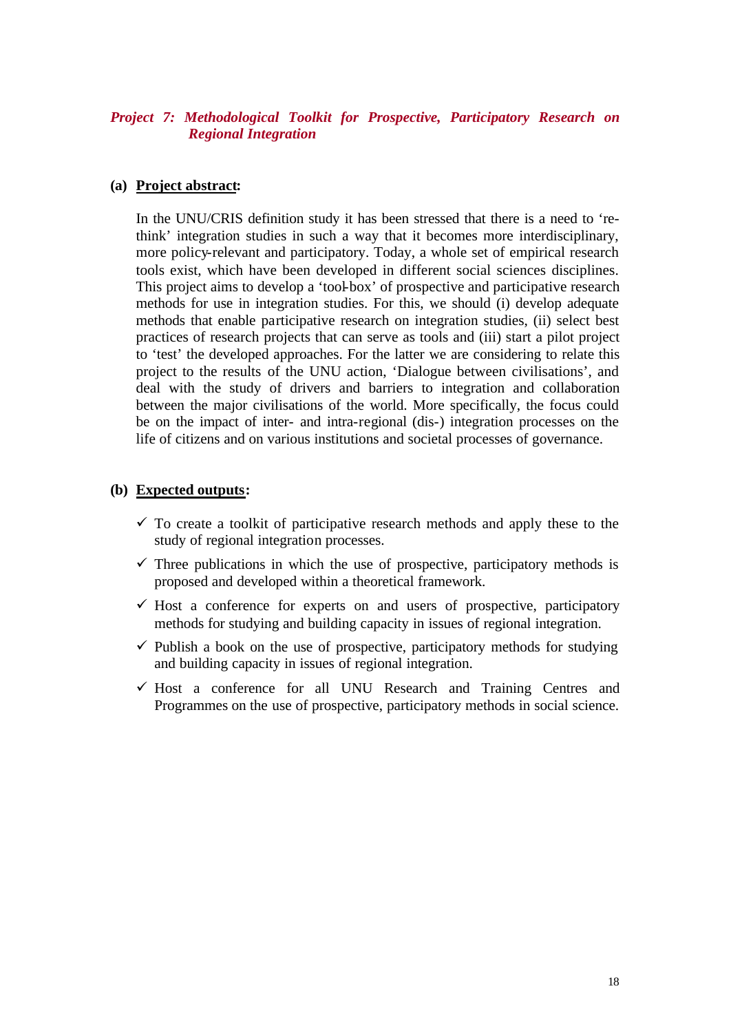### *Project 7: Methodological Toolkit for Prospective, Participatory Research on Regional Integration*

**(a) Project abstract:**

In the UNU/CRIS definition study it has been stressed that there is a need to 're-think' integration studies in such a way that it becomes more interdisciplinary, more policy-relevant and participatory. Today, a whole set of empirical research tools exist, which have been developed in different social sciences disciplines. This project aims to develop a 'tool-box' of prospective and participative research methods for use in integration studies. For this, we should (i) develop adequate methods that enable participative research on integration studies, (ii) select best practices of research projects that can serve as tools and (iii) start a pilot project to 'test' the developed approaches. For the latter we are considering to relate this project to the results of the UNU action, 'Dialogue between civilisations', and deal with the study of drivers and barriers to integration and collaboration between the major civilisations of the world. More specifically, the focus could be on the impact of inter- and intra-regional (dis-) integration processes on the life of citizens and on various institutions and societal processes of governance.

**(b) Expected outputs:**

- ✓ To create a toolkit of participative research methods and apply these to the study of regional integration processes.
- ✓ Three publications in which the use of prospective, participatory methods is proposed and developed within a theoretical framework.
- ✓ Host a conference for experts on and users of prospective, participatory methods for studying and building capacity in issues of regional integration.
- ✓ Publish a book on the use of prospective, participatory methods for studying and building capacity in issues of regional integration.
- ✓ Host a conference for all UNU Research and Training Centres and Programmes on the use of prospective, participatory methods in social science.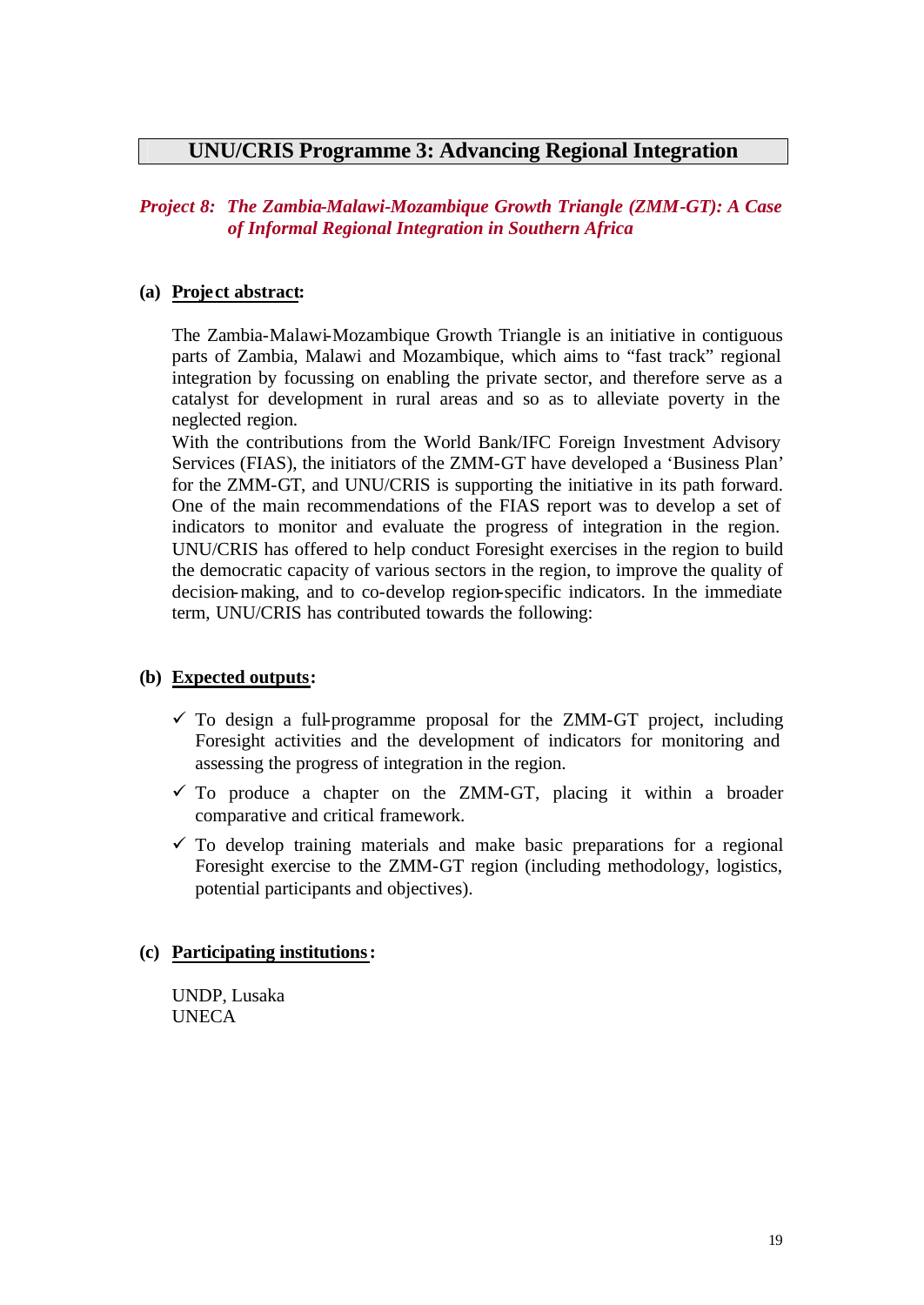## UNU/CRIS Programme 3: Advancing Regional Integration

### *Project 8: The Zambia-Malawi-Mozambique Growth Triangle (ZMM-GT): A Case of Informal Regional Integration in Southern Africa*

**(a) <u>Project abstract</u>:**

The Zambia-Malawi-Mozambique Growth Triangle is an initiative in contiguous parts of Zambia, Malawi and Mozambique, which aims to "fast track" regional integration by focussing on enabling the private sector, and therefore serve as a catalyst for development in rural areas and so as to alleviate poverty in the neglected region.

With the contributions from the World Bank/IFC Foreign Investment Advisory Services (FIAS), the initiators of the ZMM-GT have developed a 'Business Plan' for the ZMM-GT, and UNU/CRIS is supporting the initiative in its path forward. One of the main recommendations of the FIAS report was to develop a set of indicators to monitor and evaluate the progress of integration in the region. UNU/CRIS has offered to help conduct Foresight exercises in the region to build the democratic capacity of various sectors in the region, to improve the quality of decision-making, and to co-develop region-specific indicators. In the immediate term, UNU/CRIS has contributed towards the following:

**(b) <u>Expected outputs</u>:**

- ✓ To design a full-programme proposal for the ZMM-GT project, including Foresight activities and the development of indicators for monitoring and assessing the progress of integration in the region.
- ✓ To produce a chapter on the ZMM-GT, placing it within a broader comparative and critical framework.
- ✓ To develop training materials and make basic preparations for a regional Foresight exercise to the ZMM-GT region (including methodology, logistics, potential participants and objectives).

**(c) <u>Participating institutions</u>:**

UNDP, Lusaka
UNECA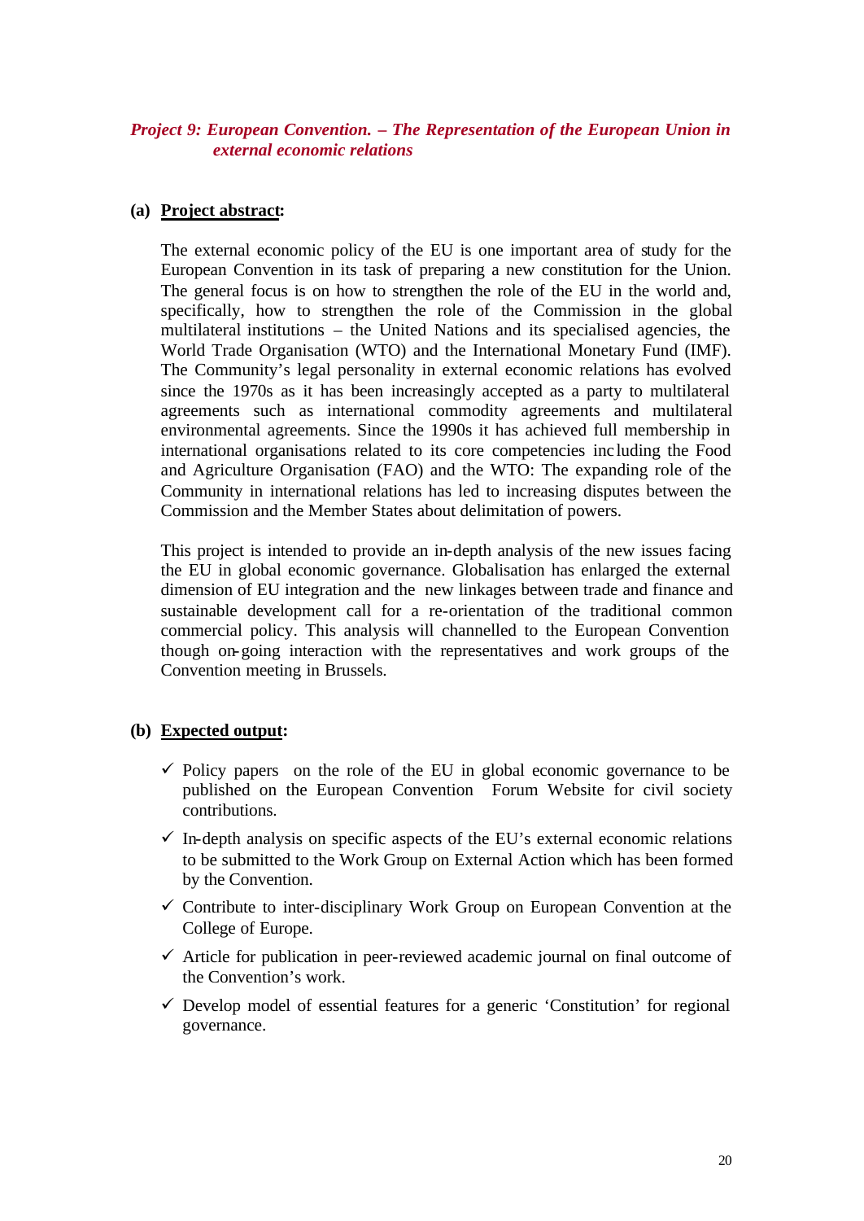### *Project 9: European Convention. – The Representation of the European Union in external economic relations*

**(a) Project abstract:**

The external economic policy of the EU is one important area of study for the European Convention in its task of preparing a new constitution for the Union. The general focus is on how to strengthen the role of the EU in the world and, specifically, how to strengthen the role of the Commission in the global multilateral institutions – the United Nations and its specialised agencies, the World Trade Organisation (WTO) and the International Monetary Fund (IMF). The Community's legal personality in external economic relations has evolved since the 1970s as it has been increasingly accepted as a party to multilateral agreements such as international commodity agreements and multilateral environmental agreements. Since the 1990s it has achieved full membership in international organisations related to its core competencies including the Food and Agriculture Organisation (FAO) and the WTO: The expanding role of the Community in international relations has led to increasing disputes between the Commission and the Member States about delimitation of powers.

This project is intended to provide an in-depth analysis of the new issues facing the EU in global economic governance. Globalisation has enlarged the external dimension of EU integration and the new linkages between trade and finance and sustainable development call for a re-orientation of the traditional common commercial policy. This analysis will channelled to the European Convention though on-going interaction with the representatives and work groups of the Convention meeting in Brussels.

**(b) Expected output:**

- ✓ Policy papers on the role of the EU in global economic governance to be published on the European Convention Forum Website for civil society contributions.
- ✓ In-depth analysis on specific aspects of the EU's external economic relations to be submitted to the Work Group on External Action which has been formed by the Convention.
- ✓ Contribute to inter-disciplinary Work Group on European Convention at the College of Europe.
- ✓ Article for publication in peer-reviewed academic journal on final outcome of the Convention's work.
- ✓ Develop model of essential features for a generic 'Constitution' for regional governance.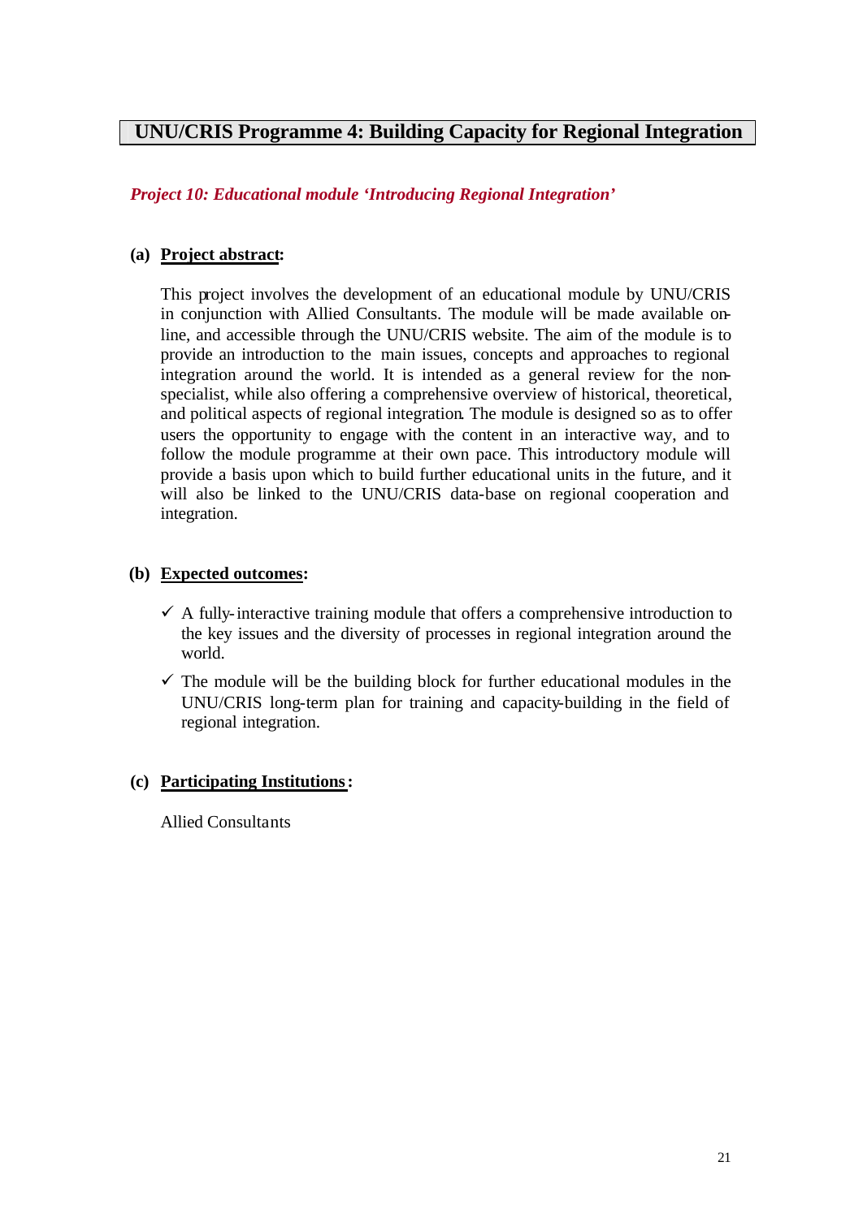# UNU/CRIS Programme 4: Building Capacity for Regional Integration

## *Project 10: Educational module 'Introducing Regional Integration'*

**(a) Project abstract:**

This project involves the development of an educational module by UNU/CRIS in conjunction with Allied Consultants. The module will be made available online, and accessible through the UNU/CRIS website. The aim of the module is to provide an introduction to the main issues, concepts and approaches to regional integration around the world. It is intended as a general review for the non-specialist, while also offering a comprehensive overview of historical, theoretical, and political aspects of regional integration. The module is designed so as to offer users the opportunity to engage with the content in an interactive way, and to follow the module programme at their own pace. This introductory module will provide a basis upon which to build further educational units in the future, and it will also be linked to the UNU/CRIS data-base on regional cooperation and integration.

**(b) Expected outcomes:**

- ✓ A fully-interactive training module that offers a comprehensive introduction to the key issues and the diversity of processes in regional integration around the world.
- ✓ The module will be the building block for further educational modules in the UNU/CRIS long-term plan for training and capacity-building in the field of regional integration.

**(c) Participating Institutions:**

Allied Consultants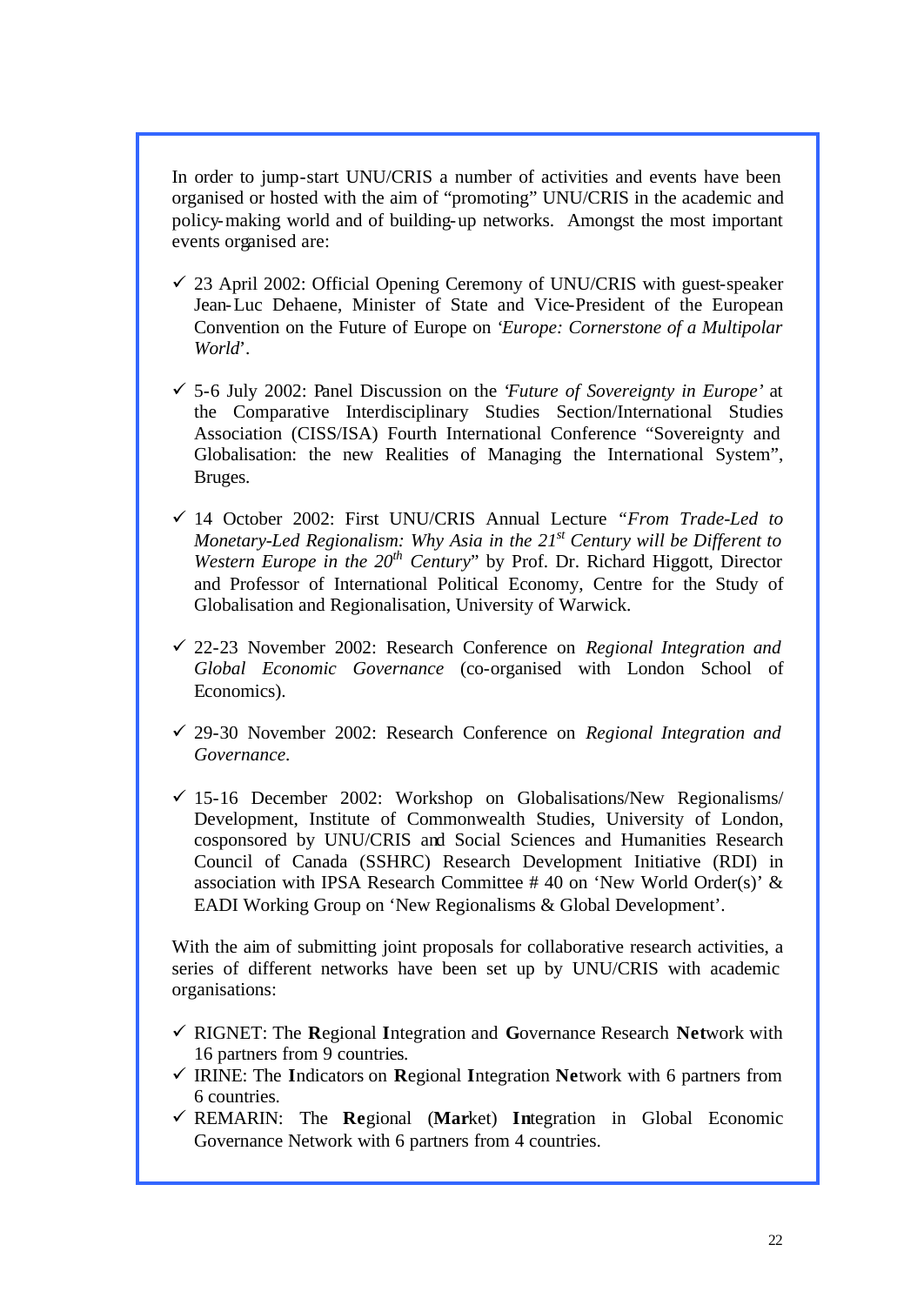In order to jump-start UNU/CRIS a number of activities and events have been organised or hosted with the aim of "promoting" UNU/CRIS in the academic and policy-making world and of building-up networks. Amongst the most important events organised are:

- ✓ 23 April 2002: Official Opening Ceremony of UNU/CRIS with guest-speaker Jean-Luc Dehaene, Minister of State and Vice-President of the European Convention on the Future of Europe on '*Europe: Cornerstone of a Multipolar World*'.

- ✓ 5-6 July 2002: Panel Discussion on the '*Future of Sovereignty in Europe*' at the Comparative Interdisciplinary Studies Section/International Studies Association (CISS/ISA) Fourth International Conference "Sovereignty and Globalisation: the new Realities of Managing the International System", Bruges.

- ✓ 14 October 2002: First UNU/CRIS Annual Lecture "*From Trade-Led to Monetary-Led Regionalism: Why Asia in the 21st Century will be Different to Western Europe in the 20th Century*" by Prof. Dr. Richard Higgott, Director and Professor of International Political Economy, Centre for the Study of Globalisation and Regionalisation, University of Warwick.

- ✓ 22-23 November 2002: Research Conference on *Regional Integration and Global Economic Governance* (co-organised with London School of Economics).

- ✓ 29-30 November 2002: Research Conference on *Regional Integration and Governance*.

- ✓ 15-16 December 2002: Workshop on Globalisations/New Regionalisms/ Development, Institute of Commonwealth Studies, University of London, cosponsored by UNU/CRIS and Social Sciences and Humanities Research Council of Canada (SSHRC) Research Development Initiative (RDI) in association with IPSA Research Committee # 40 on 'New World Order(s)' & EADI Working Group on 'New Regionalisms & Global Development'.

With the aim of submitting joint proposals for collaborative research activities, a series of different networks have been set up by UNU/CRIS with academic organisations:

- ✓ RIGNET: The **R**egional **I**ntegration and **G**overnance Research **Net**work with 16 partners from 9 countries.
- ✓ IRINE: The **I**ndicators on **R**egional **I**ntegration **Ne**twork with 6 partners from 6 countries.
- ✓ REMARIN: The **Re**gional (**Mar**ket) **In**tegration in Global Economic Governance Network with 6 partners from 4 countries.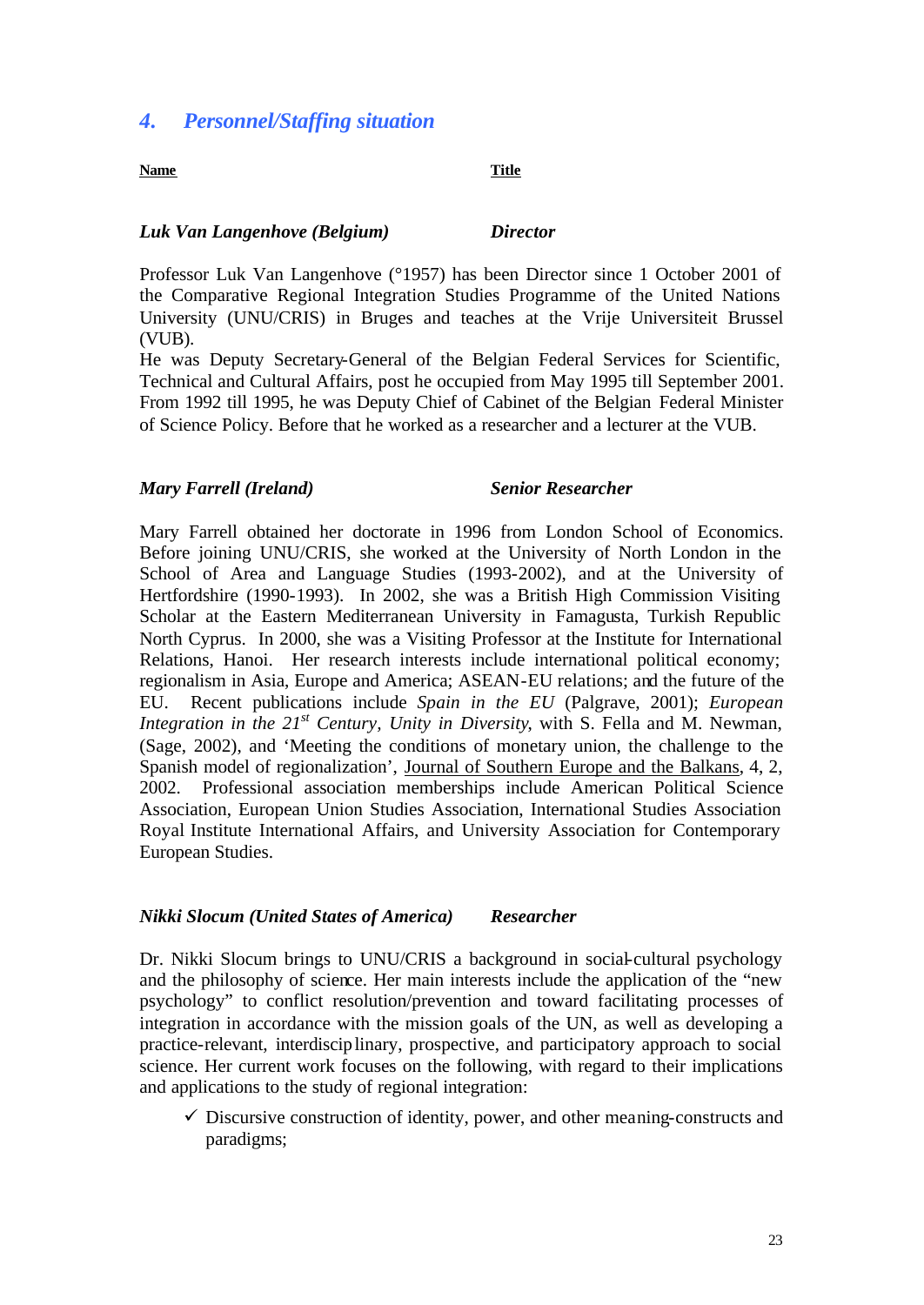## *4. Personnel/Staffing situation*

| Name | Title |
|---|---|
| ***Luk Van Langenhove (Belgium)*** | ***Director*** |

Professor Luk Van Langenhove (°1957) has been Director since 1 October 2001 of the Comparative Regional Integration Studies Programme of the United Nations University (UNU/CRIS) in Bruges and teaches at the Vrije Universiteit Brussel (VUB).
He was Deputy Secretary-General of the Belgian Federal Services for Scientific, Technical and Cultural Affairs, post he occupied from May 1995 till September 2001. From 1992 till 1995, he was Deputy Chief of Cabinet of the Belgian Federal Minister of Science Policy. Before that he worked as a researcher and a lecturer at the VUB.

| | |
|---|---|
| ***Mary Farrell (Ireland)*** | ***Senior Researcher*** |

Mary Farrell obtained her doctorate in 1996 from London School of Economics. Before joining UNU/CRIS, she worked at the University of North London in the School of Area and Language Studies (1993-2002), and at the University of Hertfordshire (1990-1993). In 2002, she was a British High Commission Visiting Scholar at the Eastern Mediterranean University in Famagusta, Turkish Republic North Cyprus. In 2000, she was a Visiting Professor at the Institute for International Relations, Hanoi. Her research interests include international political economy; regionalism in Asia, Europe and America; ASEAN-EU relations; and the future of the EU. Recent publications include *Spain in the EU* (Palgrave, 2001); *European Integration in the 21st Century, Unity in Diversity*, with S. Fella and M. Newman, (Sage, 2002), and 'Meeting the conditions of monetary union, the challenge to the Spanish model of regionalization', Journal of Southern Europe and the Balkans, 4, 2, 2002. Professional association memberships include American Political Science Association, European Union Studies Association, International Studies Association Royal Institute International Affairs, and University Association for Contemporary European Studies.

| | |
|---|---|
| ***Nikki Slocum (United States of America)*** | ***Researcher*** |

Dr. Nikki Slocum brings to UNU/CRIS a background in social-cultural psychology and the philosophy of science. Her main interests include the application of the "new psychology" to conflict resolution/prevention and toward facilitating processes of integration in accordance with the mission goals of the UN, as well as developing a practice-relevant, interdisciplinary, prospective, and participatory approach to social science. Her current work focuses on the following, with regard to their implications and applications to the study of regional integration:

- ✓ Discursive construction of identity, power, and other meaning-constructs and paradigms;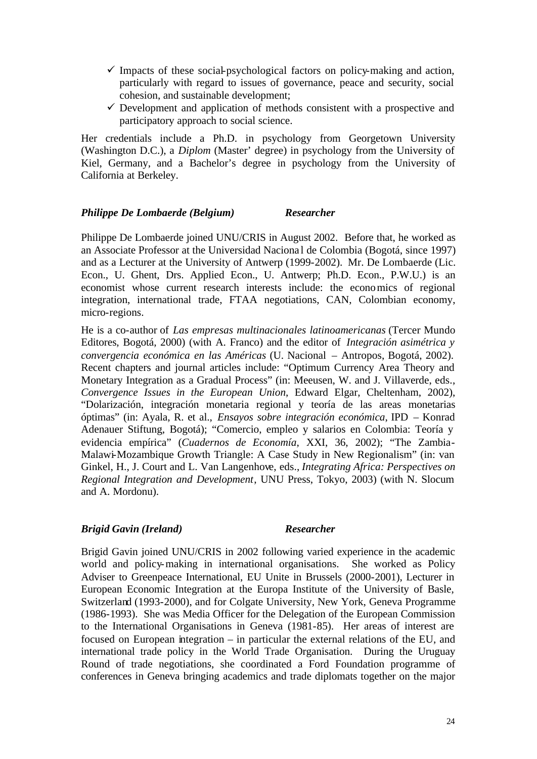- ✓ Impacts of these social-psychological factors on policy-making and action, particularly with regard to issues of governance, peace and security, social cohesion, and sustainable development;
- ✓ Development and application of methods consistent with a prospective and participatory approach to social science.

Her credentials include a Ph.D. in psychology from Georgetown University (Washington D.C.), a *Diplom* (Master' degree) in psychology from the University of Kiel, Germany, and a Bachelor's degree in psychology from the University of California at Berkeley.

***Philippe De Lombaerde (Belgium)*** ***Researcher***

Philippe De Lombaerde joined UNU/CRIS in August 2002. Before that, he worked as an Associate Professor at the Universidad Nacional de Colombia (Bogotá, since 1997) and as a Lecturer at the University of Antwerp (1999-2002). Mr. De Lombaerde (Lic. Econ., U. Ghent, Drs. Applied Econ., U. Antwerp; Ph.D. Econ., P.W.U.) is an economist whose current research interests include: the economics of regional integration, international trade, FTAA negotiations, CAN, Colombian economy, micro-regions.

He is a co-author of *Las empresas multinacionales latinoamericanas* (Tercer Mundo Editores, Bogotá, 2000) (with A. Franco) and the editor of *Integración asimétrica y convergencia económica en las Américas* (U. Nacional – Antropos, Bogotá, 2002). Recent chapters and journal articles include: "Optimum Currency Area Theory and Monetary Integration as a Gradual Process" (in: Meeusen, W. and J. Villaverde, eds., *Convergence Issues in the European Union*, Edward Elgar, Cheltenham, 2002), "Dolarización, integración monetaria regional y teoría de las areas monetarias óptimas" (in: Ayala, R. et al., *Ensayos sobre integración económica*, IPD – Konrad Adenauer Stiftung, Bogotá); "Comercio, empleo y salarios en Colombia: Teoría y evidencia empírica" (*Cuadernos de Economía*, XXI, 36, 2002); "The Zambia-Malawi-Mozambique Growth Triangle: A Case Study in New Regionalism" (in: van Ginkel, H., J. Court and L. Van Langenhove, eds., *Integrating Africa: Perspectives on Regional Integration and Development*, UNU Press, Tokyo, 2003) (with N. Slocum and A. Mordonu).

***Brigid Gavin (Ireland)*** ***Researcher***

Brigid Gavin joined UNU/CRIS in 2002 following varied experience in the academic world and policy-making in international organisations. She worked as Policy Adviser to Greenpeace International, EU Unite in Brussels (2000-2001), Lecturer in European Economic Integration at the Europa Institute of the University of Basle, Switzerland (1993-2000), and for Colgate University, New York, Geneva Programme (1986-1993). She was Media Officer for the Delegation of the European Commission to the International Organisations in Geneva (1981-85). Her areas of interest are focused on European integration – in particular the external relations of the EU, and international trade policy in the World Trade Organisation. During the Uruguay Round of trade negotiations, she coordinated a Ford Foundation programme of conferences in Geneva bringing academics and trade diplomats together on the major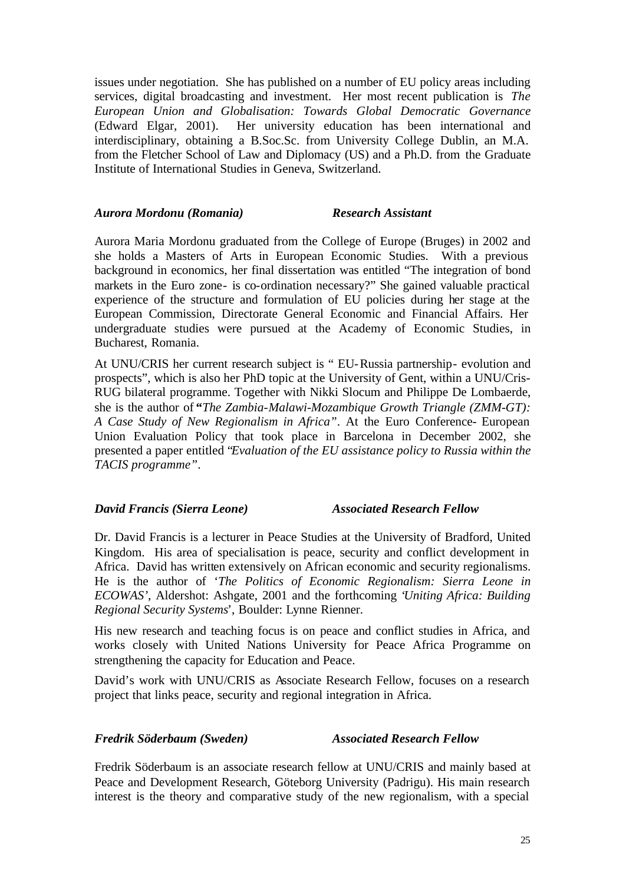issues under negotiation. She has published on a number of EU policy areas including services, digital broadcasting and investment. Her most recent publication is *The European Union and Globalisation: Towards Global Democratic Governance* (Edward Elgar, 2001). Her university education has been international and interdisciplinary, obtaining a B.Soc.Sc. from University College Dublin, an M.A. from the Fletcher School of Law and Diplomacy (US) and a Ph.D. from the Graduate Institute of International Studies in Geneva, Switzerland.

***Aurora Mordonu (Romania)*** ***Research Assistant***

Aurora Maria Mordonu graduated from the College of Europe (Bruges) in 2002 and she holds a Masters of Arts in European Economic Studies. With a previous background in economics, her final dissertation was entitled "The integration of bond markets in the Euro zone- is co-ordination necessary?" She gained valuable practical experience of the structure and formulation of EU policies during her stage at the European Commission, Directorate General Economic and Financial Affairs. Her undergraduate studies were pursued at the Academy of Economic Studies, in Bucharest, Romania.

At UNU/CRIS her current research subject is " EU-Russia partnership- evolution and prospects", which is also her PhD topic at the University of Gent, within a UNU/Cris-RUG bilateral programme. Together with Nikki Slocum and Philippe De Lombaerde, she is the author of **"***The Zambia-Malawi-Mozambique Growth Triangle (ZMM-GT): A Case Study of New Regionalism in Africa"*. At the Euro Conference- European Union Evaluation Policy that took place in Barcelona in December 2002, she presented a paper entitled "*Evaluation of the EU assistance policy to Russia within the TACIS programme"*.

***David Francis (Sierra Leone)*** ***Associated Research Fellow***

Dr. David Francis is a lecturer in Peace Studies at the University of Bradford, United Kingdom. His area of specialisation is peace, security and conflict development in Africa. David has written extensively on African economic and security regionalisms. He is the author of '*The Politics of Economic Regionalism: Sierra Leone in ECOWAS'*, Aldershot: Ashgate, 2001 and the forthcoming '*Uniting Africa: Building Regional Security Systems*', Boulder: Lynne Rienner.

His new research and teaching focus is on peace and conflict studies in Africa, and works closely with United Nations University for Peace Africa Programme on strengthening the capacity for Education and Peace.

David's work with UNU/CRIS as Associate Research Fellow, focuses on a research project that links peace, security and regional integration in Africa.

***Fredrik Söderbaum (Sweden)*** ***Associated Research Fellow***

Fredrik Söderbaum is an associate research fellow at UNU/CRIS and mainly based at Peace and Development Research, Göteborg University (Padrigu). His main research interest is the theory and comparative study of the new regionalism, with a special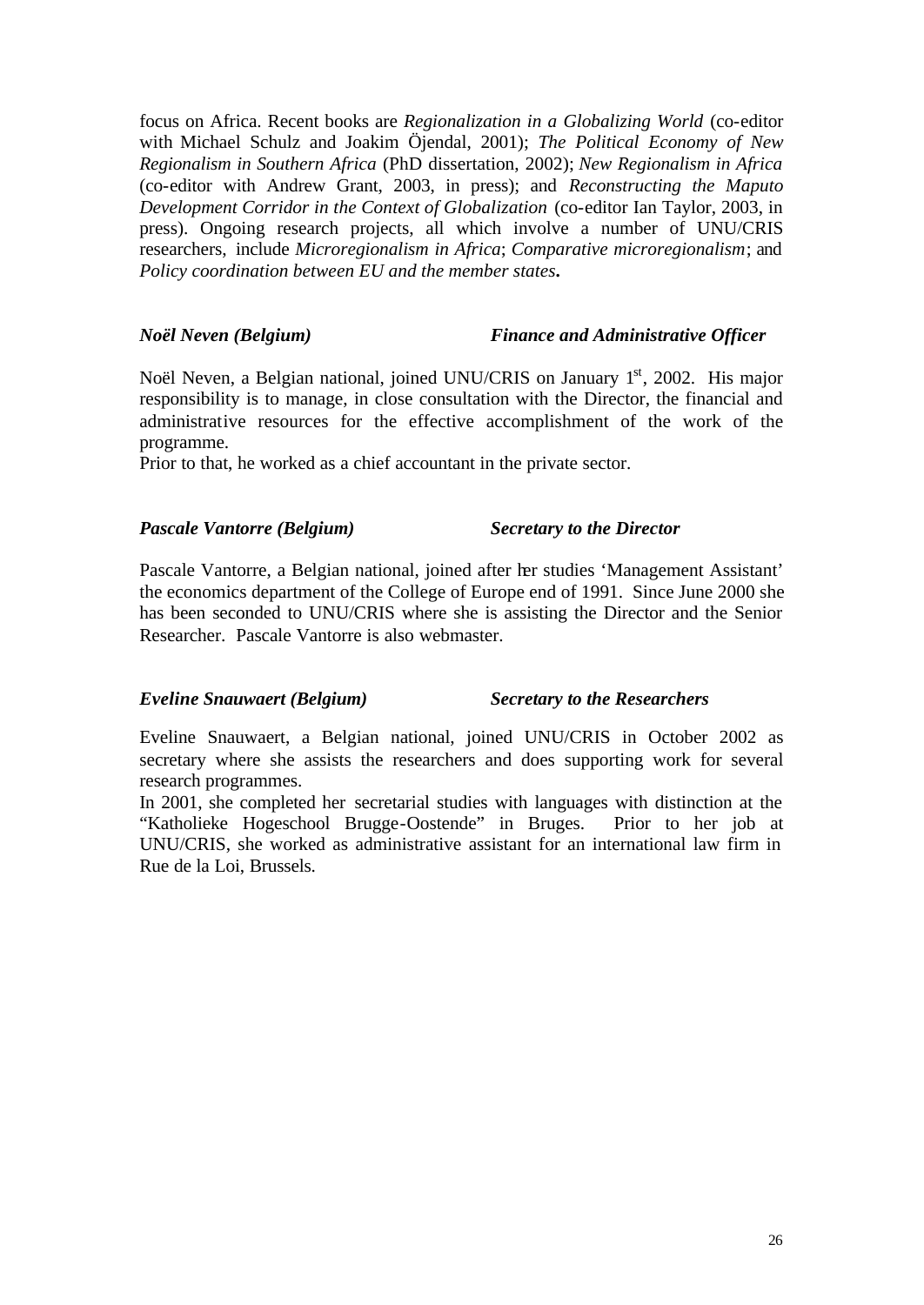focus on Africa. Recent books are *Regionalization in a Globalizing World* (co-editor with Michael Schulz and Joakim Öjendal, 2001); *The Political Economy of New Regionalism in Southern Africa* (PhD dissertation, 2002); *New Regionalism in Africa* (co-editor with Andrew Grant, 2003, in press); and *Reconstructing the Maputo Development Corridor in the Context of Globalization* (co-editor Ian Taylor, 2003, in press). Ongoing research projects, all which involve a number of UNU/CRIS researchers, include *Microregionalism in Africa*; *Comparative microregionalism*; and *Policy coordination between EU and the member states***.**

***Noël Neven (Belgium)*** ***Finance and Administrative Officer***

Noël Neven, a Belgian national, joined UNU/CRIS on January 1st, 2002. His major responsibility is to manage, in close consultation with the Director, the financial and administrative resources for the effective accomplishment of the work of the programme.
Prior to that, he worked as a chief accountant in the private sector.

***Pascale Vantorre (Belgium)*** ***Secretary to the Director***

Pascale Vantorre, a Belgian national, joined after her studies 'Management Assistant' the economics department of the College of Europe end of 1991. Since June 2000 she has been seconded to UNU/CRIS where she is assisting the Director and the Senior Researcher. Pascale Vantorre is also webmaster.

***Eveline Snauwaert (Belgium)*** ***Secretary to the Researchers***

Eveline Snauwaert, a Belgian national, joined UNU/CRIS in October 2002 as secretary where she assists the researchers and does supporting work for several research programmes.
In 2001, she completed her secretarial studies with languages with distinction at the "Katholieke Hogeschool Brugge-Oostende" in Bruges. Prior to her job at UNU/CRIS, she worked as administrative assistant for an international law firm in Rue de la Loi, Brussels.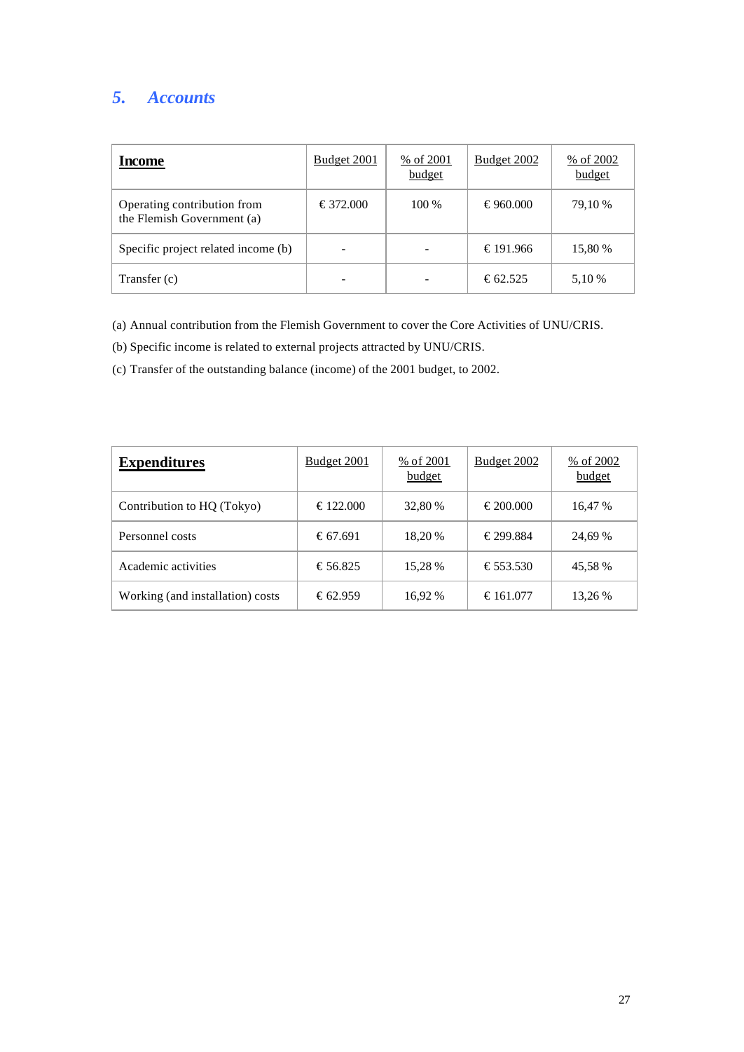## 5. Accounts

| **Income** | Budget 2001 | % of 2001 budget | Budget 2002 | % of 2002 budget |
|---|---|---|---|---|
| Operating contribution from the Flemish Government (a) | € 372.000 | 100 % | € 960.000 | 79,10 % |
| Specific project related income (b) | - | - | € 191.966 | 15,80 % |
| Transfer (c) | - | - | € 62.525 | 5,10 % |

(a) Annual contribution from the Flemish Government to cover the Core Activities of UNU/CRIS.

(b) Specific income is related to external projects attracted by UNU/CRIS.

(c) Transfer of the outstanding balance (income) of the 2001 budget, to 2002.

| **Expenditures** | Budget 2001 | % of 2001 budget | Budget 2002 | % of 2002 budget |
|---|---|---|---|---|
| Contribution to HQ (Tokyo) | € 122.000 | 32,80 % | € 200.000 | 16,47 % |
| Personnel costs | € 67.691 | 18,20 % | € 299.884 | 24,69 % |
| Academic activities | € 56.825 | 15,28 % | € 553.530 | 45,58 % |
| Working (and installation) costs | € 62.959 | 16,92 % | € 161.077 | 13,26 % |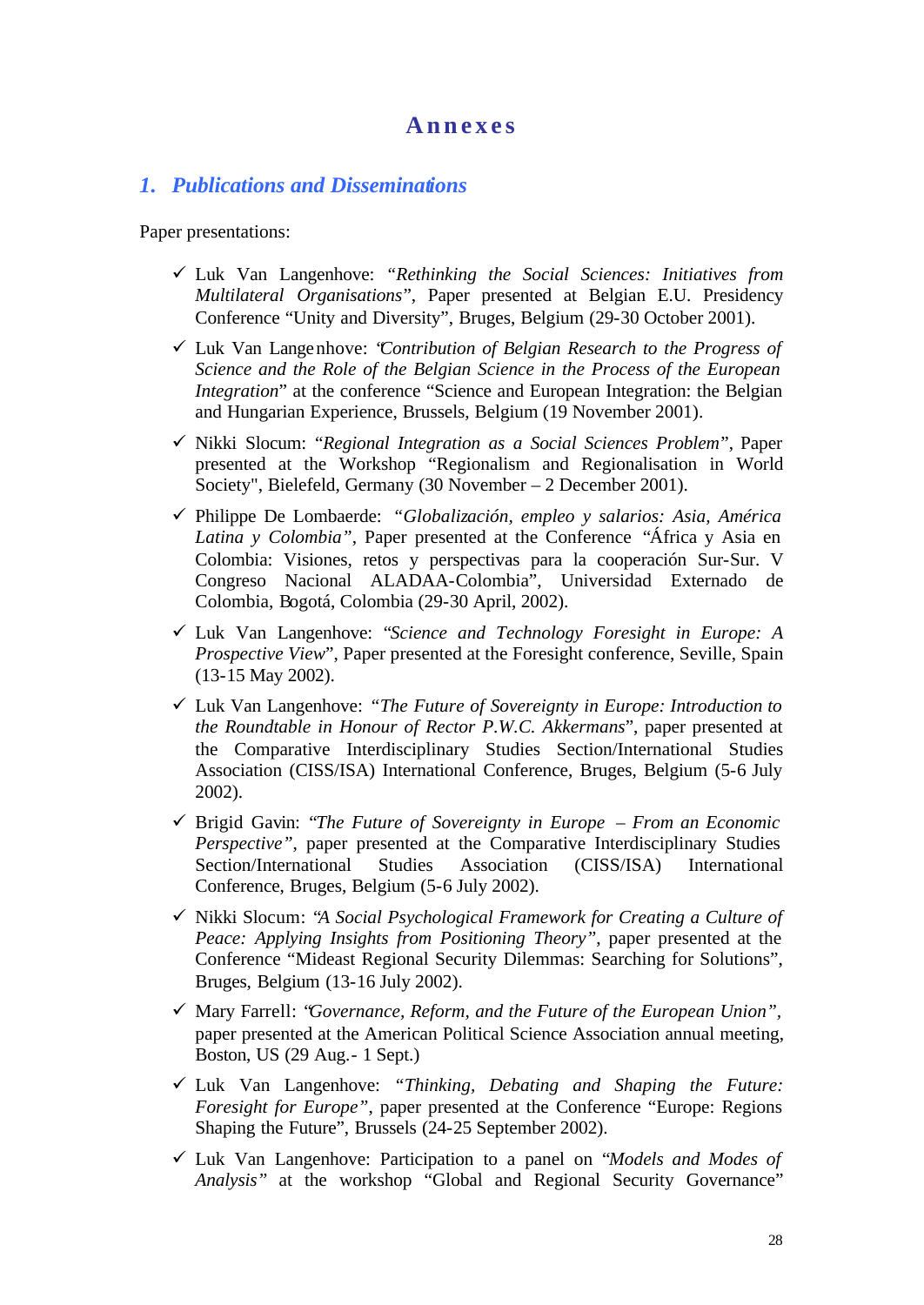# Annexes

## 1. Publications and Disseminations

Paper presentations:

- ✓ Luk Van Langenhove: *"Rethinking the Social Sciences: Initiatives from Multilateral Organisations"*, Paper presented at Belgian E.U. Presidency Conference "Unity and Diversity", Bruges, Belgium (29-30 October 2001).
- ✓ Luk Van Langenhove: *"Contribution of Belgian Research to the Progress of Science and the Role of the Belgian Science in the Process of the European Integration"* at the conference "Science and European Integration: the Belgian and Hungarian Experience, Brussels, Belgium (19 November 2001).
- ✓ Nikki Slocum: *"Regional Integration as a Social Sciences Problem"*, Paper presented at the Workshop "Regionalism and Regionalisation in World Society", Bielefeld, Germany (30 November – 2 December 2001).
- ✓ Philippe De Lombaerde: *"Globalización, empleo y salarios: Asia, América Latina y Colombia"*, Paper presented at the Conference "África y Asia en Colombia: Visiones, retos y perspectivas para la cooperación Sur-Sur. V Congreso Nacional ALADAA-Colombia", Universidad Externado de Colombia, Bogotá, Colombia (29-30 April, 2002).
- ✓ Luk Van Langenhove: *"Science and Technology Foresight in Europe: A Prospective View"*, Paper presented at the Foresight conference, Seville, Spain (13-15 May 2002).
- ✓ Luk Van Langenhove: *"The Future of Sovereignty in Europe: Introduction to the Roundtable in Honour of Rector P.W.C. Akkermans"*, paper presented at the Comparative Interdisciplinary Studies Section/International Studies Association (CISS/ISA) International Conference, Bruges, Belgium (5-6 July 2002).
- ✓ Brigid Gavin: *"The Future of Sovereignty in Europe – From an Economic Perspective"*, paper presented at the Comparative Interdisciplinary Studies Section/International Studies Association (CISS/ISA) International Conference, Bruges, Belgium (5-6 July 2002).
- ✓ Nikki Slocum: *"A Social Psychological Framework for Creating a Culture of Peace: Applying Insights from Positioning Theory"*, paper presented at the Conference "Mideast Regional Security Dilemmas: Searching for Solutions", Bruges, Belgium (13-16 July 2002).
- ✓ Mary Farrell: *"Governance, Reform, and the Future of the European Union"*, paper presented at the American Political Science Association annual meeting, Boston, US (29 Aug.- 1 Sept.)
- ✓ Luk Van Langenhove: *"Thinking, Debating and Shaping the Future: Foresight for Europe"*, paper presented at the Conference "Europe: Regions Shaping the Future", Brussels (24-25 September 2002).
- ✓ Luk Van Langenhove: Participation to a panel on *"Models and Modes of Analysis"* at the workshop "Global and Regional Security Governance"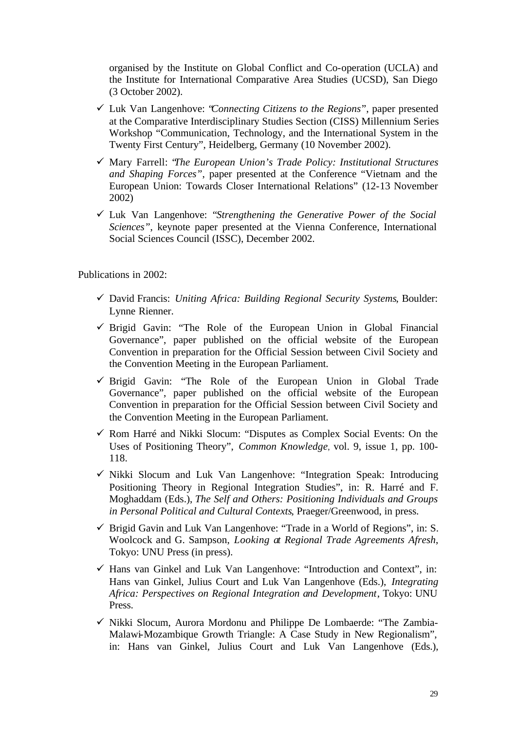organised by the Institute on Global Conflict and Co-operation (UCLA) and the Institute for International Comparative Area Studies (UCSD), San Diego (3 October 2002).

- ✓ Luk Van Langenhove: "*Connecting Citizens to the Regions*", paper presented at the Comparative Interdisciplinary Studies Section (CISS) Millennium Series Workshop "Communication, Technology, and the International System in the Twenty First Century", Heidelberg, Germany (10 November 2002).
- ✓ Mary Farrell: "*The European Union's Trade Policy: Institutional Structures and Shaping Forces*", paper presented at the Conference "Vietnam and the European Union: Towards Closer International Relations" (12-13 November 2002)
- ✓ Luk Van Langenhove: "*Strengthening the Generative Power of the Social Sciences*", keynote paper presented at the Vienna Conference, International Social Sciences Council (ISSC), December 2002.

Publications in 2002:

- ✓ David Francis: *Uniting Africa: Building Regional Security Systems*, Boulder: Lynne Rienner.
- ✓ Brigid Gavin: "The Role of the European Union in Global Financial Governance", paper published on the official website of the European Convention in preparation for the Official Session between Civil Society and the Convention Meeting in the European Parliament.
- ✓ Brigid Gavin: "The Role of the European Union in Global Trade Governance", paper published on the official website of the European Convention in preparation for the Official Session between Civil Society and the Convention Meeting in the European Parliament.
- ✓ Rom Harré and Nikki Slocum: "Disputes as Complex Social Events: On the Uses of Positioning Theory", *Common Knowledge*, vol. 9, issue 1, pp. 100-118.
- ✓ Nikki Slocum and Luk Van Langenhove: "Integration Speak: Introducing Positioning Theory in Regional Integration Studies", in: R. Harré and F. Moghaddam (Eds.), *The Self and Others: Positioning Individuals and Groups in Personal Political and Cultural Contexts*, Praeger/Greenwood, in press.
- ✓ Brigid Gavin and Luk Van Langenhove: "Trade in a World of Regions", in: S. Woolcock and G. Sampson, *Looking at Regional Trade Agreements Afresh*, Tokyo: UNU Press (in press).
- ✓ Hans van Ginkel and Luk Van Langenhove: "Introduction and Context", in: Hans van Ginkel, Julius Court and Luk Van Langenhove (Eds.), *Integrating Africa: Perspectives on Regional Integration and Development*, Tokyo: UNU Press.
- ✓ Nikki Slocum, Aurora Mordonu and Philippe De Lombaerde: "The Zambia-Malawi-Mozambique Growth Triangle: A Case Study in New Regionalism", in: Hans van Ginkel, Julius Court and Luk Van Langenhove (Eds.),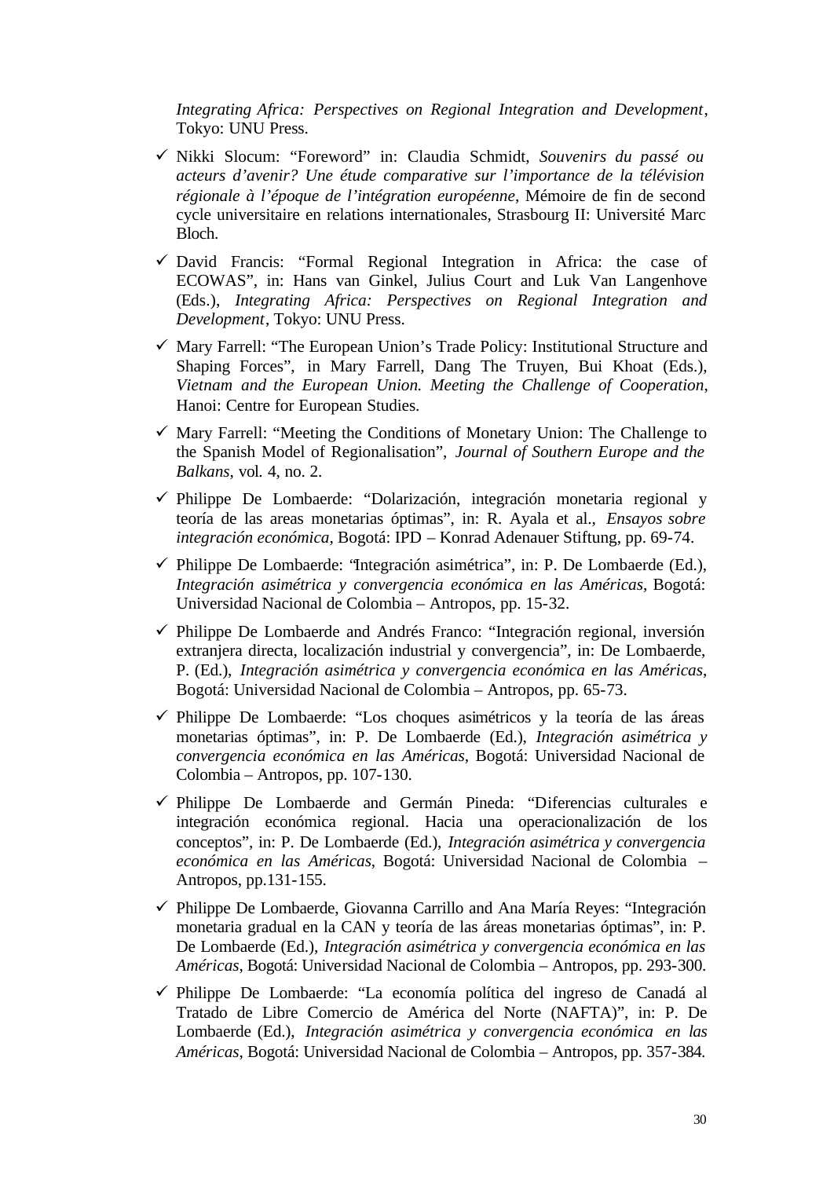*Integrating Africa: Perspectives on Regional Integration and Development*, Tokyo: UNU Press.

- ✓ Nikki Slocum: "Foreword" in: Claudia Schmidt, *Souvenirs du passé ou acteurs d'avenir? Une étude comparative sur l'importance de la télévision régionale à l'époque de l'intégration européenne*, Mémoire de fin de second cycle universitaire en relations internationales, Strasbourg II: Université Marc Bloch.
- ✓ David Francis: "Formal Regional Integration in Africa: the case of ECOWAS", in: Hans van Ginkel, Julius Court and Luk Van Langenhove (Eds.), *Integrating Africa: Perspectives on Regional Integration and Development*, Tokyo: UNU Press.
- ✓ Mary Farrell: "The European Union's Trade Policy: Institutional Structure and Shaping Forces", in Mary Farrell, Dang The Truyen, Bui Khoat (Eds.), *Vietnam and the European Union. Meeting the Challenge of Cooperation*, Hanoi: Centre for European Studies.
- ✓ Mary Farrell: "Meeting the Conditions of Monetary Union: The Challenge to the Spanish Model of Regionalisation", *Journal of Southern Europe and the Balkans*, vol. 4, no. 2.
- ✓ Philippe De Lombaerde: "Dolarización, integración monetaria regional y teoría de las areas monetarias óptimas", in: R. Ayala et al., *Ensayos sobre integración económica*, Bogotá: IPD – Konrad Adenauer Stiftung, pp. 69-74.
- ✓ Philippe De Lombaerde: "Integración asimétrica", in: P. De Lombaerde (Ed.), *Integración asimétrica y convergencia económica en las Américas*, Bogotá: Universidad Nacional de Colombia – Antropos, pp. 15-32.
- ✓ Philippe De Lombaerde and Andrés Franco: "Integración regional, inversión extranjera directa, localización industrial y convergencia", in: De Lombaerde, P. (Ed.), *Integración asimétrica y convergencia económica en las Américas*, Bogotá: Universidad Nacional de Colombia – Antropos, pp. 65-73.
- ✓ Philippe De Lombaerde: "Los choques asimétricos y la teoría de las áreas monetarias óptimas", in: P. De Lombaerde (Ed.), *Integración asimétrica y convergencia económica en las Américas*, Bogotá: Universidad Nacional de Colombia – Antropos, pp. 107-130.
- ✓ Philippe De Lombaerde and Germán Pineda: "Diferencias culturales e integración económica regional. Hacia una operacionalización de los conceptos", in: P. De Lombaerde (Ed.), *Integración asimétrica y convergencia económica en las Américas*, Bogotá: Universidad Nacional de Colombia – Antropos, pp.131-155.
- ✓ Philippe De Lombaerde, Giovanna Carrillo and Ana María Reyes: "Integración monetaria gradual en la CAN y teoría de las áreas monetarias óptimas", in: P. De Lombaerde (Ed.), *Integración asimétrica y convergencia económica en las Américas*, Bogotá: Universidad Nacional de Colombia – Antropos, pp. 293-300.
- ✓ Philippe De Lombaerde: "La economía política del ingreso de Canadá al Tratado de Libre Comercio de América del Norte (NAFTA)", in: P. De Lombaerde (Ed.), *Integración asimétrica y convergencia económica en las Américas*, Bogotá: Universidad Nacional de Colombia – Antropos, pp. 357-384.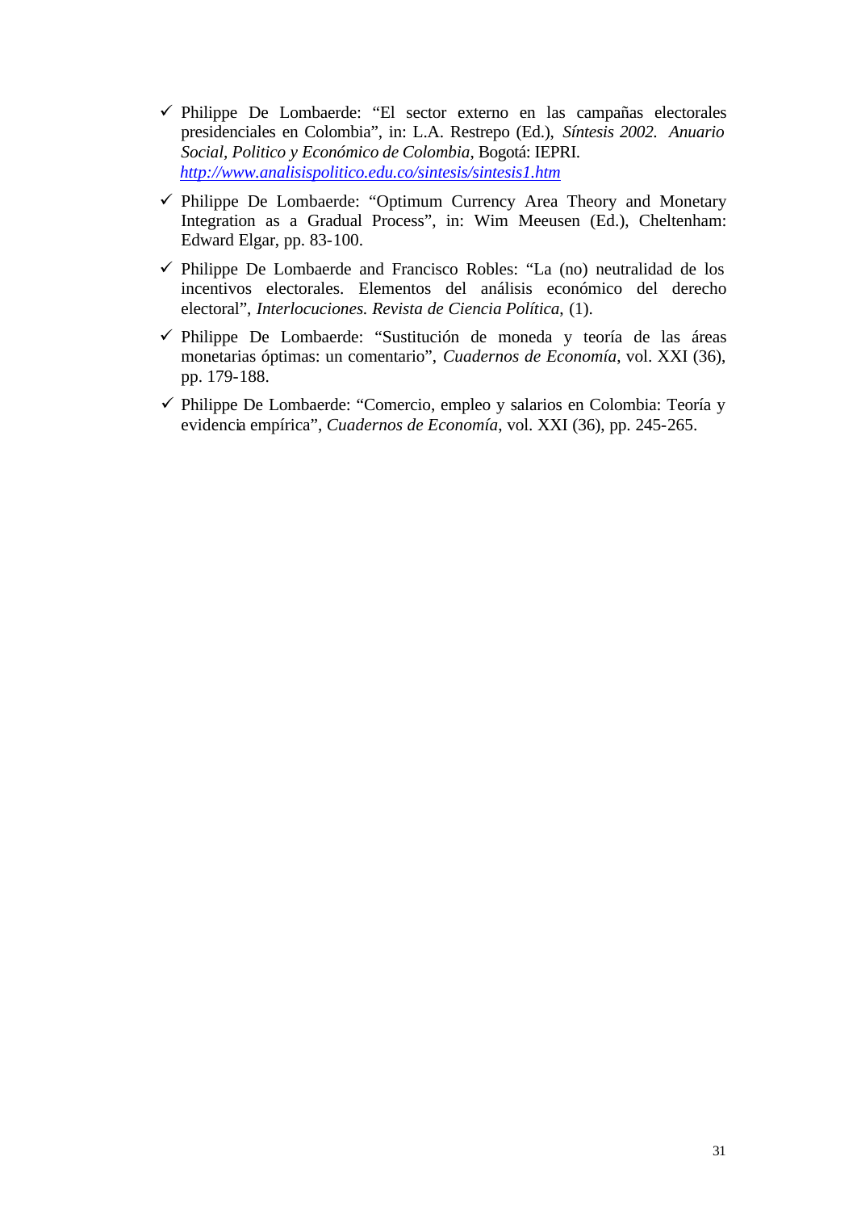- ✓ Philippe De Lombaerde: "El sector externo en las campañas electorales presidenciales en Colombia", in: L.A. Restrepo (Ed.), *Síntesis 2002. Anuario Social, Politico y Económico de Colombia*, Bogotá: IEPRI. *http://www.analisispolitico.edu.co/sintesis/sintesis1.htm*
- ✓ Philippe De Lombaerde: "Optimum Currency Area Theory and Monetary Integration as a Gradual Process", in: Wim Meeusen (Ed.), Cheltenham: Edward Elgar, pp. 83-100.
- ✓ Philippe De Lombaerde and Francisco Robles: "La (no) neutralidad de los incentivos electorales. Elementos del análisis económico del derecho electoral", *Interlocuciones. Revista de Ciencia Política*, (1).
- ✓ Philippe De Lombaerde: "Sustitución de moneda y teoría de las áreas monetarias óptimas: un comentario", *Cuadernos de Economía*, vol. XXI (36), pp. 179-188.
- ✓ Philippe De Lombaerde: "Comercio, empleo y salarios en Colombia: Teoría y evidencia empírica", *Cuadernos de Economía*, vol. XXI (36), pp. 245-265.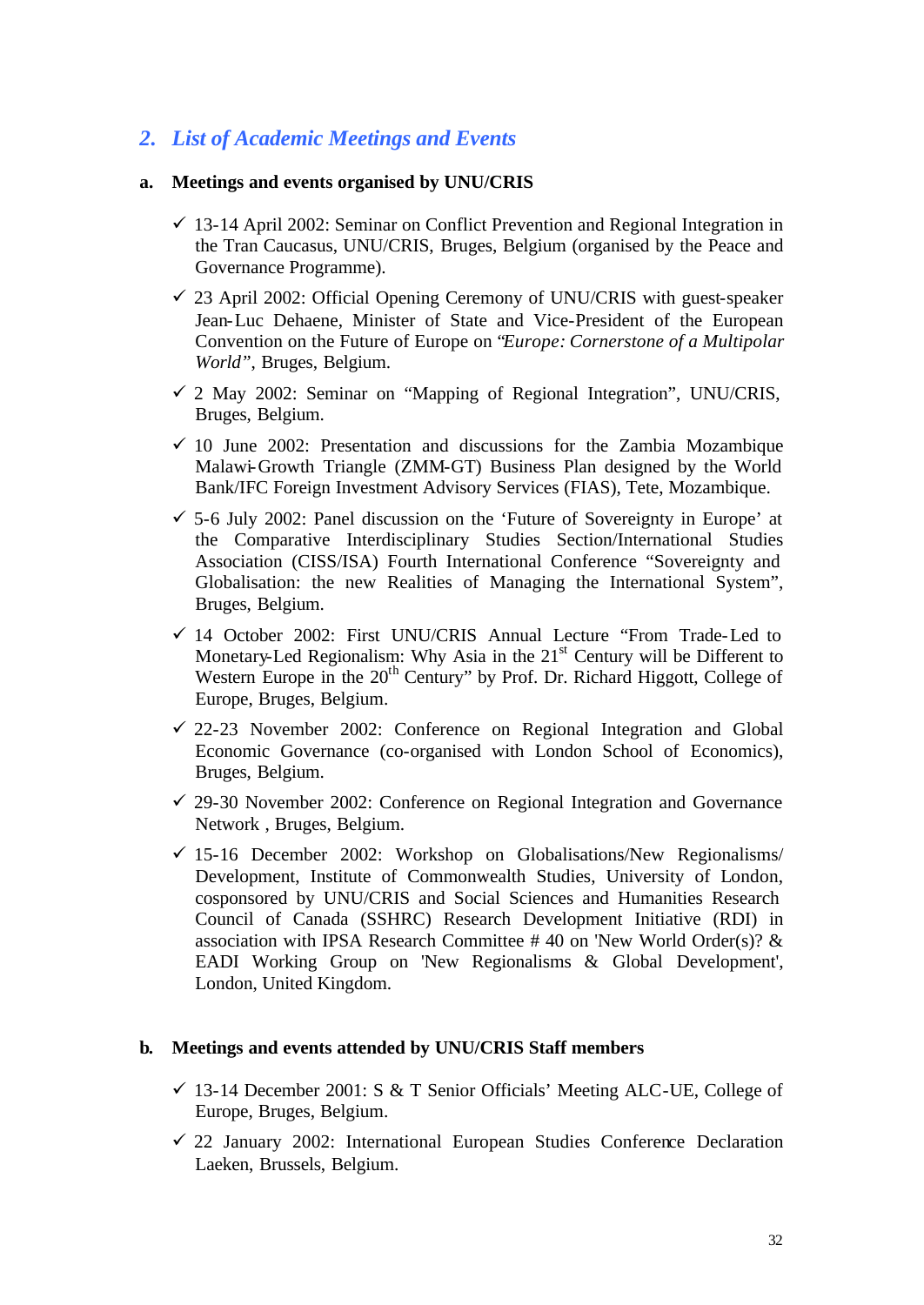## 2. *List of Academic Meetings and Events*

### a. Meetings and events organised by UNU/CRIS

- ✓ 13-14 April 2002: Seminar on Conflict Prevention and Regional Integration in the Tran Caucasus, UNU/CRIS, Bruges, Belgium (organised by the Peace and Governance Programme).
- ✓ 23 April 2002: Official Opening Ceremony of UNU/CRIS with guest-speaker Jean-Luc Dehaene, Minister of State and Vice-President of the European Convention on the Future of Europe on "*Europe: Cornerstone of a Multipolar World*", Bruges, Belgium.
- ✓ 2 May 2002: Seminar on "Mapping of Regional Integration", UNU/CRIS, Bruges, Belgium.
- ✓ 10 June 2002: Presentation and discussions for the Zambia Mozambique Malawi-Growth Triangle (ZMM-GT) Business Plan designed by the World Bank/IFC Foreign Investment Advisory Services (FIAS), Tete, Mozambique.
- ✓ 5-6 July 2002: Panel discussion on the 'Future of Sovereignty in Europe' at the Comparative Interdisciplinary Studies Section/International Studies Association (CISS/ISA) Fourth International Conference "Sovereignty and Globalisation: the new Realities of Managing the International System", Bruges, Belgium.
- ✓ 14 October 2002: First UNU/CRIS Annual Lecture "From Trade-Led to Monetary-Led Regionalism: Why Asia in the 21st Century will be Different to Western Europe in the 20th Century" by Prof. Dr. Richard Higgott, College of Europe, Bruges, Belgium.
- ✓ 22-23 November 2002: Conference on Regional Integration and Global Economic Governance (co-organised with London School of Economics), Bruges, Belgium.
- ✓ 29-30 November 2002: Conference on Regional Integration and Governance Network , Bruges, Belgium.
- ✓ 15-16 December 2002: Workshop on Globalisations/New Regionalisms/ Development, Institute of Commonwealth Studies, University of London, cosponsored by UNU/CRIS and Social Sciences and Humanities Research Council of Canada (SSHRC) Research Development Initiative (RDI) in association with IPSA Research Committee # 40 on 'New World Order(s)? & EADI Working Group on 'New Regionalisms & Global Development', London, United Kingdom.

### b. Meetings and events attended by UNU/CRIS Staff members

- ✓ 13-14 December 2001: S & T Senior Officials' Meeting ALC-UE, College of Europe, Bruges, Belgium.
- ✓ 22 January 2002: International European Studies Conference Declaration Laeken, Brussels, Belgium.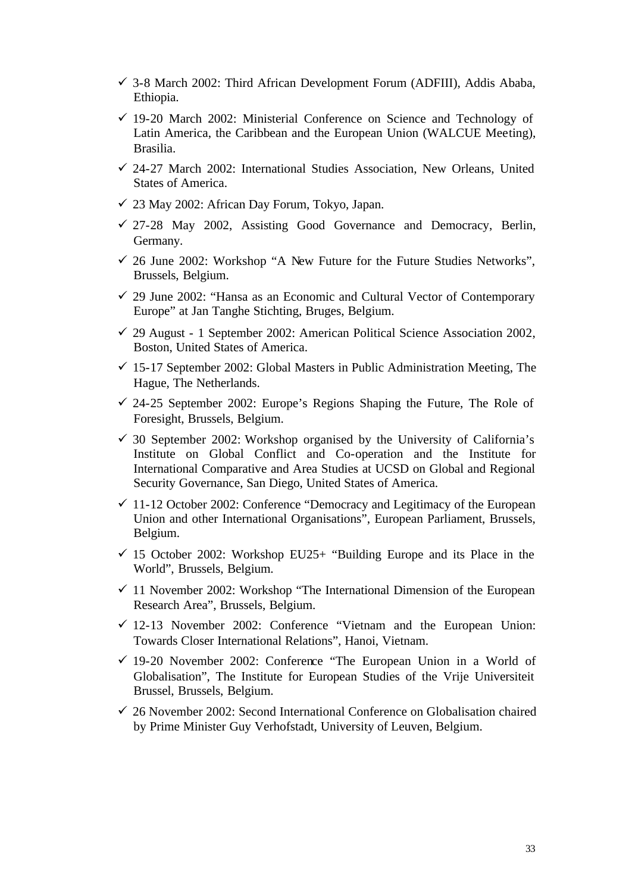- ✓ 3-8 March 2002: Third African Development Forum (ADFIII), Addis Ababa, Ethiopia.
- ✓ 19-20 March 2002: Ministerial Conference on Science and Technology of Latin America, the Caribbean and the European Union (WALCUE Meeting), Brasilia.
- ✓ 24-27 March 2002: International Studies Association, New Orleans, United States of America.
- ✓ 23 May 2002: African Day Forum, Tokyo, Japan.
- ✓ 27-28 May 2002, Assisting Good Governance and Democracy, Berlin, Germany.
- ✓ 26 June 2002: Workshop "A New Future for the Future Studies Networks", Brussels, Belgium.
- ✓ 29 June 2002: "Hansa as an Economic and Cultural Vector of Contemporary Europe" at Jan Tanghe Stichting, Bruges, Belgium.
- ✓ 29 August - 1 September 2002: American Political Science Association 2002, Boston, United States of America.
- ✓ 15-17 September 2002: Global Masters in Public Administration Meeting, The Hague, The Netherlands.
- ✓ 24-25 September 2002: Europe's Regions Shaping the Future, The Role of Foresight, Brussels, Belgium.
- ✓ 30 September 2002: Workshop organised by the University of California's Institute on Global Conflict and Co-operation and the Institute for International Comparative and Area Studies at UCSD on Global and Regional Security Governance, San Diego, United States of America.
- ✓ 11-12 October 2002: Conference "Democracy and Legitimacy of the European Union and other International Organisations", European Parliament, Brussels, Belgium.
- ✓ 15 October 2002: Workshop EU25+ "Building Europe and its Place in the World", Brussels, Belgium.
- ✓ 11 November 2002: Workshop "The International Dimension of the European Research Area", Brussels, Belgium.
- ✓ 12-13 November 2002: Conference "Vietnam and the European Union: Towards Closer International Relations", Hanoi, Vietnam.
- ✓ 19-20 November 2002: Conference "The European Union in a World of Globalisation", The Institute for European Studies of the Vrije Universiteit Brussel, Brussels, Belgium.
- ✓ 26 November 2002: Second International Conference on Globalisation chaired by Prime Minister Guy Verhofstadt, University of Leuven, Belgium.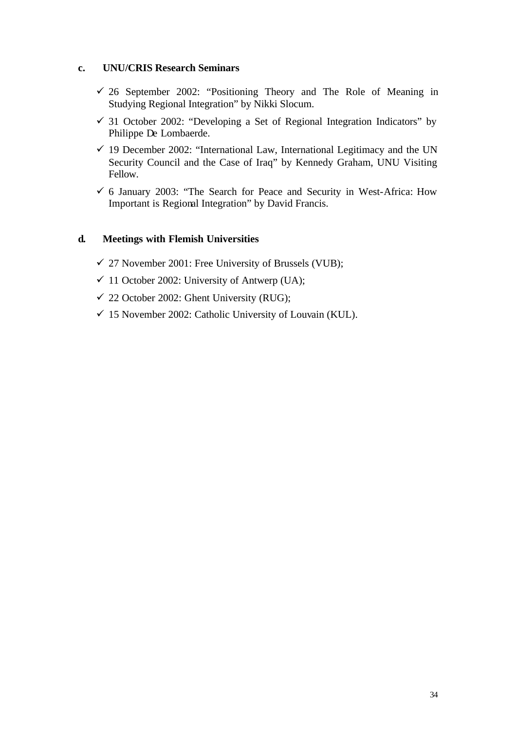### c. UNU/CRIS Research Seminars

- ✓ 26 September 2002: "Positioning Theory and The Role of Meaning in Studying Regional Integration" by Nikki Slocum.
- ✓ 31 October 2002: "Developing a Set of Regional Integration Indicators" by Philippe De Lombaerde.
- ✓ 19 December 2002: "International Law, International Legitimacy and the UN Security Council and the Case of Iraq" by Kennedy Graham, UNU Visiting Fellow.
- ✓ 6 January 2003: "The Search for Peace and Security in West-Africa: How Important is Regional Integration" by David Francis.

### d. Meetings with Flemish Universities

- ✓ 27 November 2001: Free University of Brussels (VUB);
- ✓ 11 October 2002: University of Antwerp (UA);
- ✓ 22 October 2002: Ghent University (RUG);
- ✓ 15 November 2002: Catholic University of Louvain (KUL).